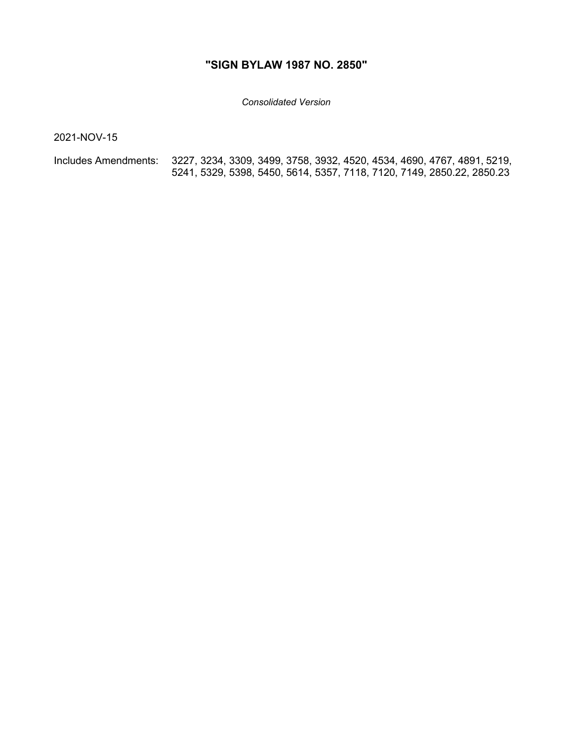# "SIGN BYLAW 1987 NO. 2850"

*Consolidated Version*

2021-NOV-15

Includes Amendments: 3227, 3234, 3309, 3499, 3758, 3932, 4520, 4534, 4690, 4767, 4891, 5219, 5241, 5329, 5398, 5450, 5614, 5357, 7118, 7120, 7149, 2850.22, 2850.23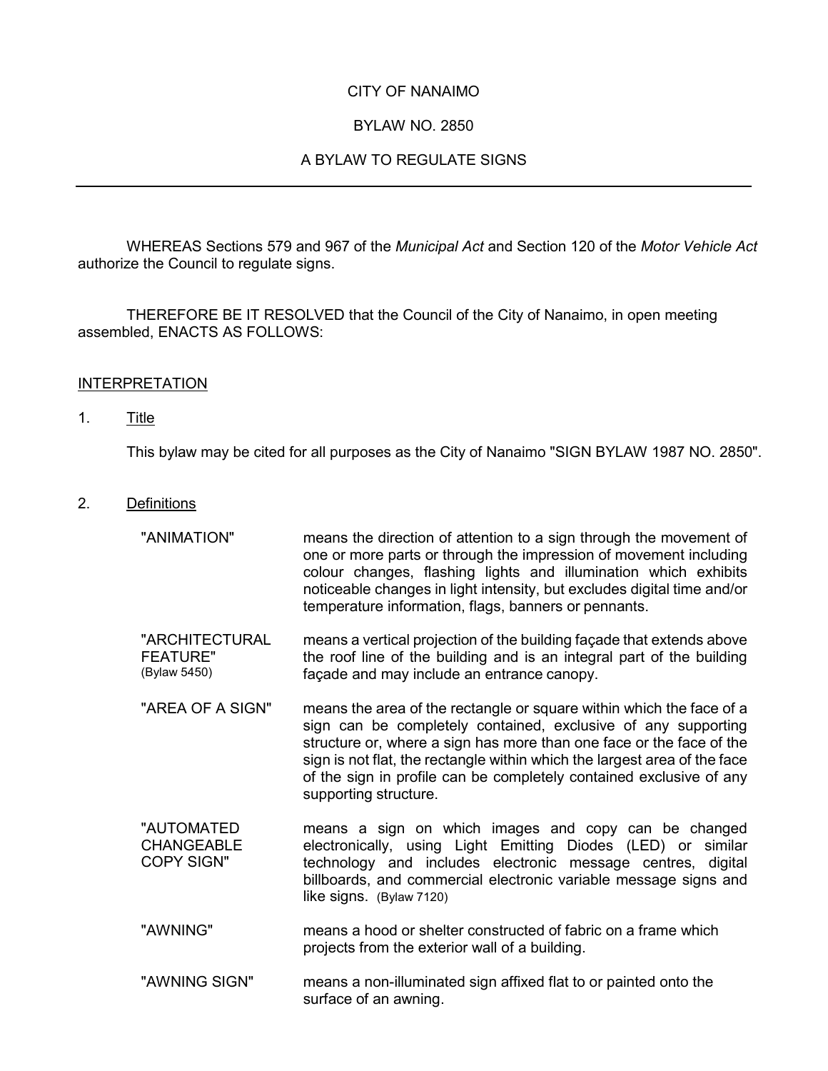CITY OF NANAIMO

BYLAW NO. 2850

A BYLAW TO REGULATE SIGNS

---

WHEREAS Sections 579 and 967 of the *Municipal Act* and Section 120 of the *Motor Vehicle Act* authorize the Council to regulate signs.

THEREFORE BE IT RESOLVED that the Council of the City of Nanaimo, in open meeting assembled, ENACTS AS FOLLOWS:

## INTERPRETATION

1. Title

   This bylaw may be cited for all purposes as the City of Nanaimo "SIGN BYLAW 1987 NO. 2850".

2. Definitions

| | |
|---|---|
| "ANIMATION" | means the direction of attention to a sign through the movement of one or more parts or through the impression of movement including colour changes, flashing lights and illumination which exhibits noticeable changes in light intensity, but excludes digital time and/or temperature information, flags, banners or pennants. |
| "ARCHITECTURAL FEATURE" (Bylaw 5450) | means a vertical projection of the building façade that extends above the roof line of the building and is an integral part of the building façade and may include an entrance canopy. |
| "AREA OF A SIGN" | means the area of the rectangle or square within which the face of a sign can be completely contained, exclusive of any supporting structure or, where a sign has more than one face or the face of the sign is not flat, the rectangle within which the largest area of the face of the sign in profile can be completely contained exclusive of any supporting structure. |
| "AUTOMATED CHANGEABLE COPY SIGN" | means a sign on which images and copy can be changed electronically, using Light Emitting Diodes (LED) or similar technology and includes electronic message centres, digital billboards, and commercial electronic variable message signs and like signs. (Bylaw 7120) |
| "AWNING" | means a hood or shelter constructed of fabric on a frame which projects from the exterior wall of a building. |
| "AWNING SIGN" | means a non-illuminated sign affixed flat to or painted onto the surface of an awning. |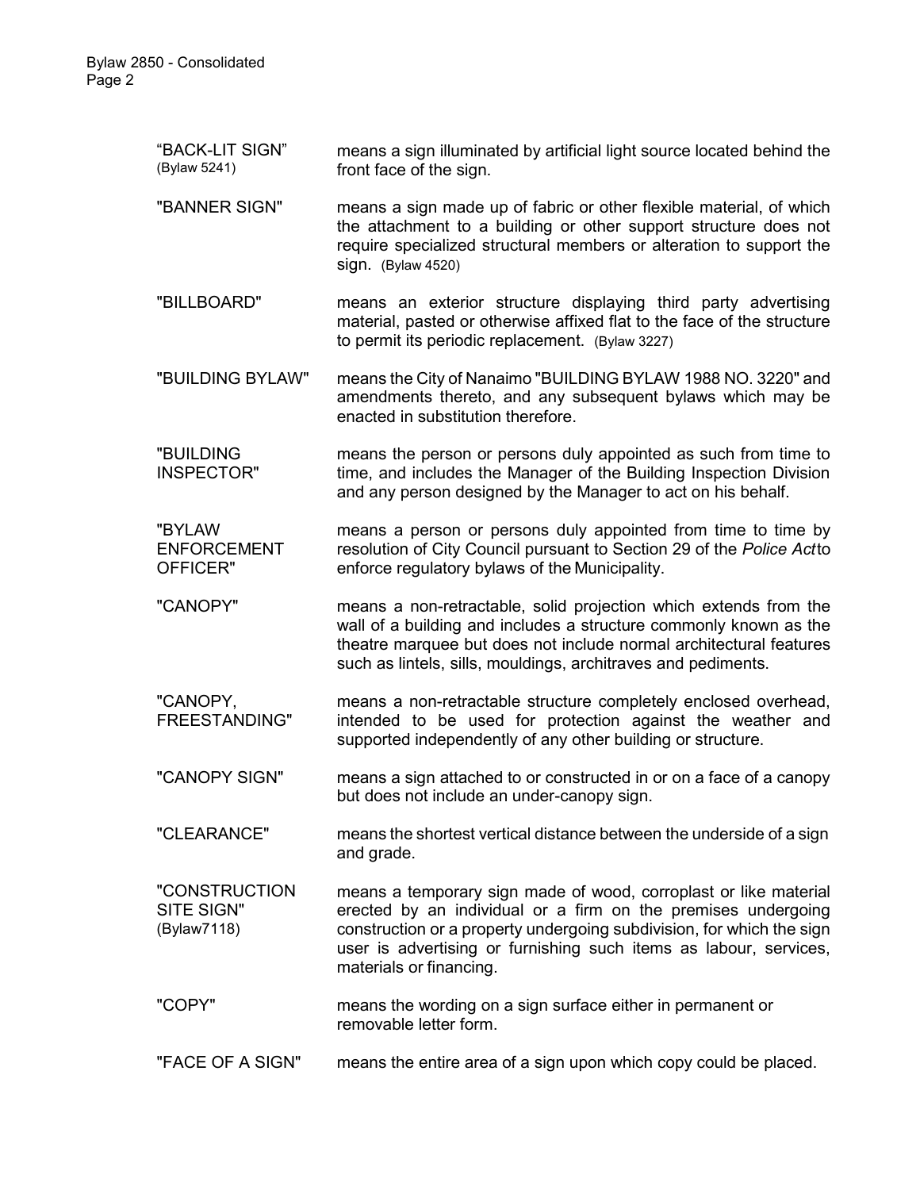"BACK-LIT SIGN" (Bylaw 5241) means a sign illuminated by artificial light source located behind the front face of the sign.

"BANNER SIGN" means a sign made up of fabric or other flexible material, of which the attachment to a building or other support structure does not require specialized structural members or alteration to support the sign. (Bylaw 4520)

"BILLBOARD" means an exterior structure displaying third party advertising material, pasted or otherwise affixed flat to the face of the structure to permit its periodic replacement. (Bylaw 3227)

"BUILDING BYLAW" means the City of Nanaimo "BUILDING BYLAW 1988 NO. 3220" and amendments thereto, and any subsequent bylaws which may be enacted in substitution therefore.

"BUILDING INSPECTOR" means the person or persons duly appointed as such from time to time, and includes the Manager of the Building Inspection Division and any person designed by the Manager to act on his behalf.

"BYLAW ENFORCEMENT OFFICER" means a person or persons duly appointed from time to time by resolution of City Council pursuant to Section 29 of the *Police Act* to enforce regulatory bylaws of the Municipality.

"CANOPY" means a non-retractable, solid projection which extends from the wall of a building and includes a structure commonly known as the theatre marquee but does not include normal architectural features such as lintels, sills, mouldings, architraves and pediments.

"CANOPY, FREESTANDING" means a non-retractable structure completely enclosed overhead, intended to be used for protection against the weather and supported independently of any other building or structure.

"CANOPY SIGN" means a sign attached to or constructed in or on a face of a canopy but does not include an under-canopy sign.

"CLEARANCE" means the shortest vertical distance between the underside of a sign and grade.

"CONSTRUCTION SITE SIGN" (Bylaw7118) means a temporary sign made of wood, corroplast or like material erected by an individual or a firm on the premises undergoing construction or a property undergoing subdivision, for which the sign user is advertising or furnishing such items as labour, services, materials or financing.

"COPY" means the wording on a sign surface either in permanent or removable letter form.

"FACE OF A SIGN" means the entire area of a sign upon which copy could be placed.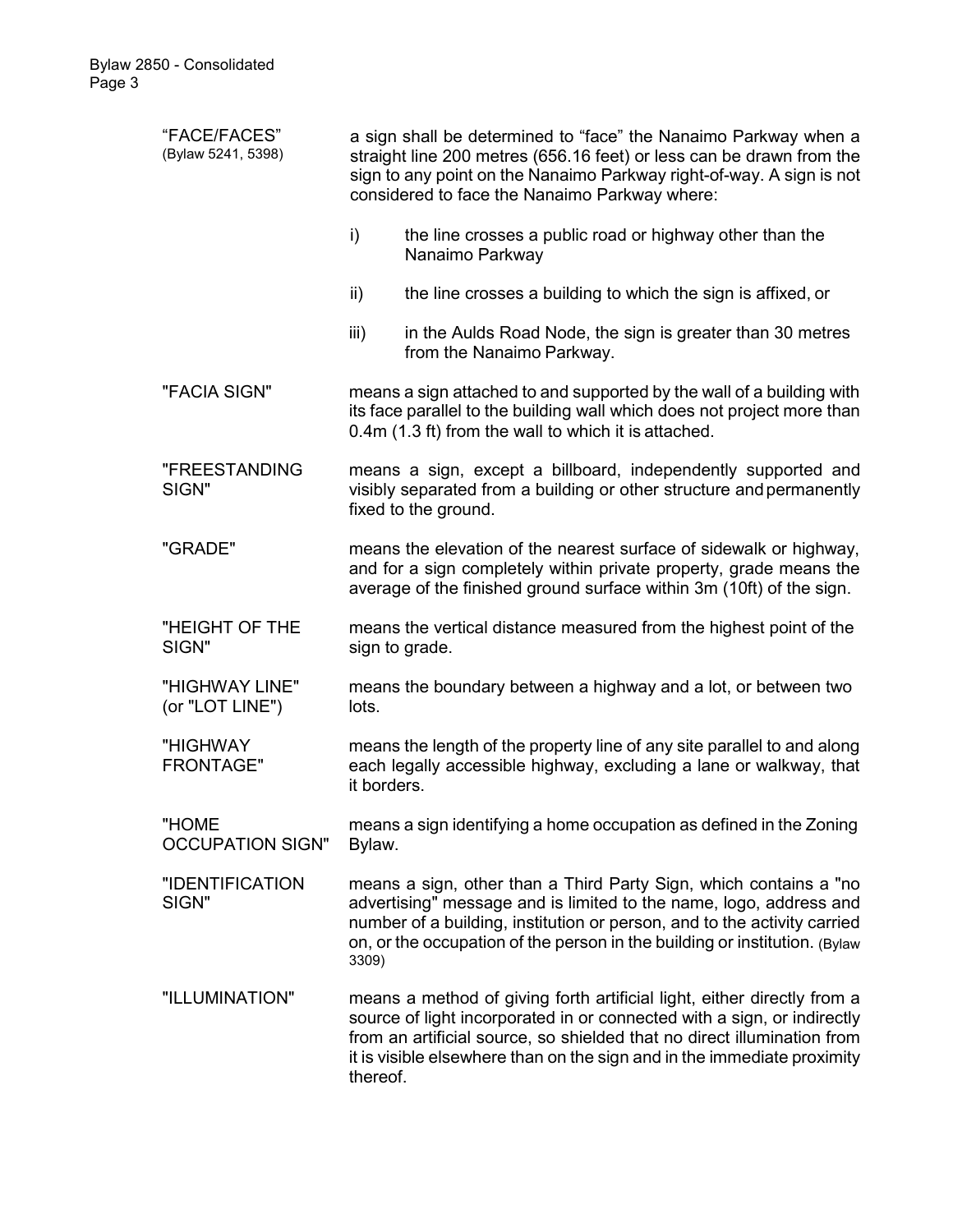"FACE/FACES" (Bylaw 5241, 5398)
: a sign shall be determined to "face" the Nanaimo Parkway when a straight line 200 metres (656.16 feet) or less can be drawn from the sign to any point on the Nanaimo Parkway right-of-way. A sign is not considered to face the Nanaimo Parkway where:

  i) the line crosses a public road or highway other than the Nanaimo Parkway

  ii) the line crosses a building to which the sign is affixed, or

  iii) in the Aulds Road Node, the sign is greater than 30 metres from the Nanaimo Parkway.

"FACIA SIGN"
: means a sign attached to and supported by the wall of a building with its face parallel to the building wall which does not project more than 0.4m (1.3 ft) from the wall to which it is attached.

"FREESTANDING SIGN"
: means a sign, except a billboard, independently supported and visibly separated from a building or other structure and permanently fixed to the ground.

"GRADE"
: means the elevation of the nearest surface of sidewalk or highway, and for a sign completely within private property, grade means the average of the finished ground surface within 3m (10ft) of the sign.

"HEIGHT OF THE SIGN"
: means the vertical distance measured from the highest point of the sign to grade.

"HIGHWAY LINE" (or "LOT LINE")
: means the boundary between a highway and a lot, or between two lots.

"HIGHWAY FRONTAGE"
: means the length of the property line of any site parallel to and along each legally accessible highway, excluding a lane or walkway, that it borders.

"HOME OCCUPATION SIGN"
: means a sign identifying a home occupation as defined in the Zoning Bylaw.

"IDENTIFICATION SIGN"
: means a sign, other than a Third Party Sign, which contains a "no advertising" message and is limited to the name, logo, address and number of a building, institution or person, and to the activity carried on, or the occupation of the person in the building or institution. (Bylaw 3309)

"ILLUMINATION"
: means a method of giving forth artificial light, either directly from a source of light incorporated in or connected with a sign, or indirectly from an artificial source, so shielded that no direct illumination from it is visible elsewhere than on the sign and in the immediate proximity thereof.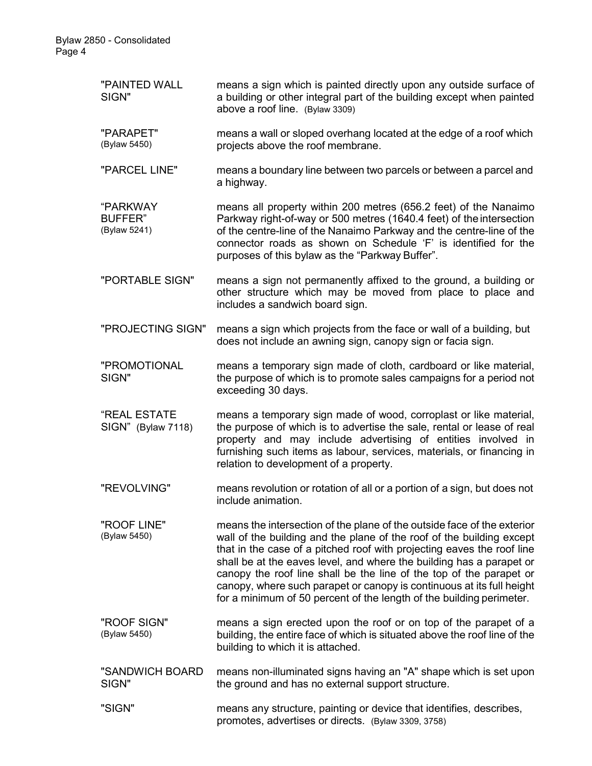"PAINTED WALL SIGN" means a sign which is painted directly upon any outside surface of a building or other integral part of the building except when painted above a roof line. (Bylaw 3309)

"PARAPET" (Bylaw 5450) means a wall or sloped overhang located at the edge of a roof which projects above the roof membrane.

"PARCEL LINE" means a boundary line between two parcels or between a parcel and a highway.

"PARKWAY BUFFER" (Bylaw 5241) means all property within 200 metres (656.2 feet) of the Nanaimo Parkway right-of-way or 500 metres (1640.4 feet) of the intersection of the centre-line of the Nanaimo Parkway and the centre-line of the connector roads as shown on Schedule 'F' is identified for the purposes of this bylaw as the "Parkway Buffer".

"PORTABLE SIGN" means a sign not permanently affixed to the ground, a building or other structure which may be moved from place to place and includes a sandwich board sign.

"PROJECTING SIGN" means a sign which projects from the face or wall of a building, but does not include an awning sign, canopy sign or facia sign.

"PROMOTIONAL SIGN" means a temporary sign made of cloth, cardboard or like material, the purpose of which is to promote sales campaigns for a period not exceeding 30 days.

"REAL ESTATE SIGN" (Bylaw 7118) means a temporary sign made of wood, corroplast or like material, the purpose of which is to advertise the sale, rental or lease of real property and may include advertising of entities involved in furnishing such items as labour, services, materials, or financing in relation to development of a property.

"REVOLVING" means revolution or rotation of all or a portion of a sign, but does not include animation.

"ROOF LINE" (Bylaw 5450) means the intersection of the plane of the outside face of the exterior wall of the building and the plane of the roof of the building except that in the case of a pitched roof with projecting eaves the roof line shall be at the eaves level, and where the building has a parapet or canopy the roof line shall be the line of the top of the parapet or canopy, where such parapet or canopy is continuous at its full height for a minimum of 50 percent of the length of the building perimeter.

"ROOF SIGN" (Bylaw 5450) means a sign erected upon the roof or on top of the parapet of a building, the entire face of which is situated above the roof line of the building to which it is attached.

"SANDWICH BOARD SIGN" means non-illuminated signs having an "A" shape which is set upon the ground and has no external support structure.

"SIGN" means any structure, painting or device that identifies, describes, promotes, advertises or directs. (Bylaw 3309, 3758)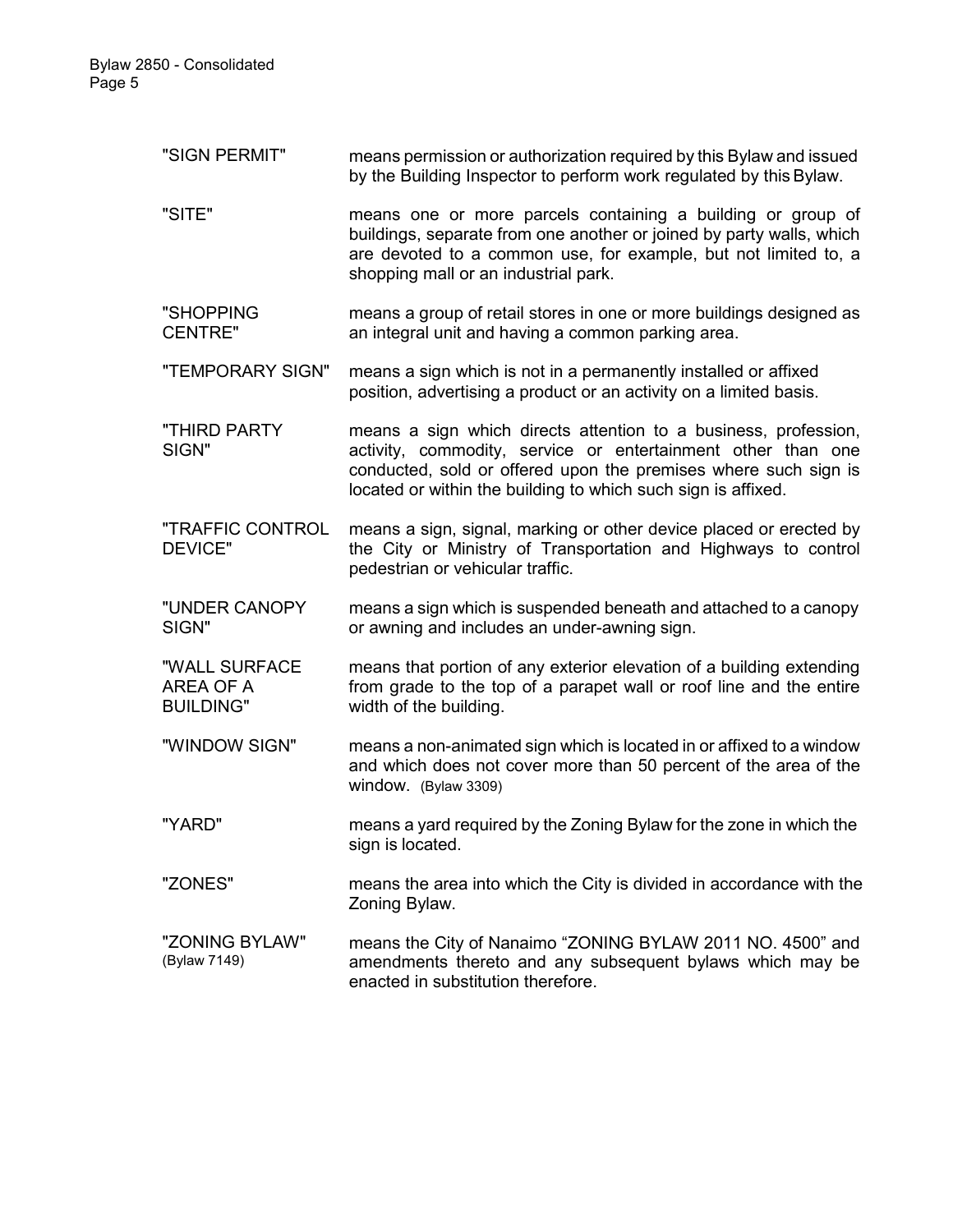"SIGN PERMIT" means permission or authorization required by this Bylaw and issued by the Building Inspector to perform work regulated by this Bylaw.

"SITE" means one or more parcels containing a building or group of buildings, separate from one another or joined by party walls, which are devoted to a common use, for example, but not limited to, a shopping mall or an industrial park.

"SHOPPING CENTRE" means a group of retail stores in one or more buildings designed as an integral unit and having a common parking area.

"TEMPORARY SIGN" means a sign which is not in a permanently installed or affixed position, advertising a product or an activity on a limited basis.

"THIRD PARTY SIGN" means a sign which directs attention to a business, profession, activity, commodity, service or entertainment other than one conducted, sold or offered upon the premises where such sign is located or within the building to which such sign is affixed.

"TRAFFIC CONTROL DEVICE" means a sign, signal, marking or other device placed or erected by the City or Ministry of Transportation and Highways to control pedestrian or vehicular traffic.

"UNDER CANOPY SIGN" means a sign which is suspended beneath and attached to a canopy or awning and includes an under-awning sign.

"WALL SURFACE AREA OF A BUILDING" means that portion of any exterior elevation of a building extending from grade to the top of a parapet wall or roof line and the entire width of the building.

"WINDOW SIGN" means a non-animated sign which is located in or affixed to a window and which does not cover more than 50 percent of the area of the window. (Bylaw 3309)

"YARD" means a yard required by the Zoning Bylaw for the zone in which the sign is located.

"ZONES" means the area into which the City is divided in accordance with the Zoning Bylaw.

"ZONING BYLAW" (Bylaw 7149) means the City of Nanaimo "ZONING BYLAW 2011 NO. 4500" and amendments thereto and any subsequent bylaws which may be enacted in substitution therefore.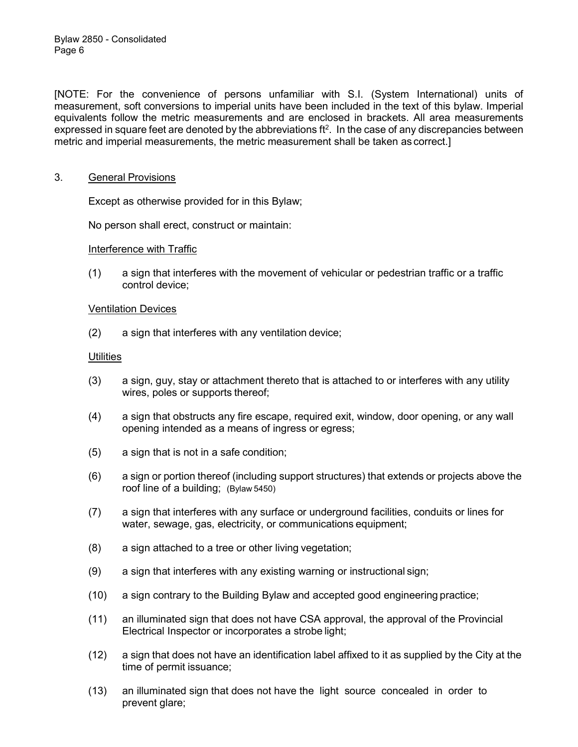[NOTE: For the convenience of persons unfamiliar with S.I. (System International) units of measurement, soft conversions to imperial units have been included in the text of this bylaw. Imperial equivalents follow the metric measurements and are enclosed in brackets. All area measurements expressed in square feet are denoted by the abbreviations $ft^2$. In the case of any discrepancies between metric and imperial measurements, the metric measurement shall be taken as correct.]

3. <u>General Provisions</u>

Except as otherwise provided for in this Bylaw;

No person shall erect, construct or maintain:

<u>Interference with Traffic</u>

(1) a sign that interferes with the movement of vehicular or pedestrian traffic or a traffic control device;

<u>Ventilation Devices</u>

(2) a sign that interferes with any ventilation device;

<u>Utilities</u>

(3) a sign, guy, stay or attachment thereto that is attached to or interferes with any utility wires, poles or supports thereof;

(4) a sign that obstructs any fire escape, required exit, window, door opening, or any wall opening intended as a means of ingress or egress;

(5) a sign that is not in a safe condition;

(6) a sign or portion thereof (including support structures) that extends or projects above the roof line of a building; (Bylaw 5450)

(7) a sign that interferes with any surface or underground facilities, conduits or lines for water, sewage, gas, electricity, or communications equipment;

(8) a sign attached to a tree or other living vegetation;

(9) a sign that interferes with any existing warning or instructional sign;

(10) a sign contrary to the Building Bylaw and accepted good engineering practice;

(11) an illuminated sign that does not have CSA approval, the approval of the Provincial Electrical Inspector or incorporates a strobe light;

(12) a sign that does not have an identification label affixed to it as supplied by the City at the time of permit issuance;

(13) an illuminated sign that does not have the light source concealed in order to prevent glare;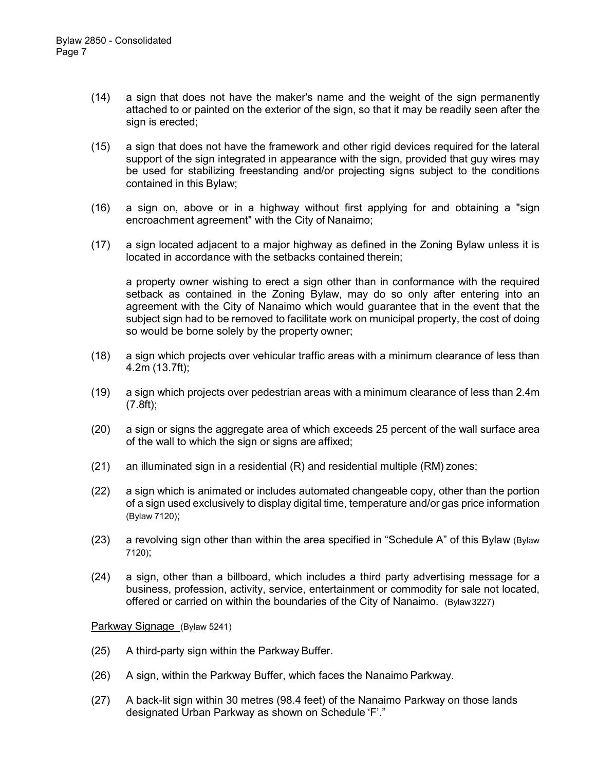(14) a sign that does not have the maker's name and the weight of the sign permanently attached to or painted on the exterior of the sign, so that it may be readily seen after the sign is erected;

(15) a sign that does not have the framework and other rigid devices required for the lateral support of the sign integrated in appearance with the sign, provided that guy wires may be used for stabilizing freestanding and/or projecting signs subject to the conditions contained in this Bylaw;

(16) a sign on, above or in a highway without first applying for and obtaining a "sign encroachment agreement" with the City of Nanaimo;

(17) a sign located adjacent to a major highway as defined in the Zoning Bylaw unless it is located in accordance with the setbacks contained therein;

a property owner wishing to erect a sign other than in conformance with the required setback as contained in the Zoning Bylaw, may do so only after entering into an agreement with the City of Nanaimo which would guarantee that in the event that the subject sign had to be removed to facilitate work on municipal property, the cost of doing so would be borne solely by the property owner;

(18) a sign which projects over vehicular traffic areas with a minimum clearance of less than 4.2m (13.7ft);

(19) a sign which projects over pedestrian areas with a minimum clearance of less than 2.4m (7.8ft);

(20) a sign or signs the aggregate area of which exceeds 25 percent of the wall surface area of the wall to which the sign or signs are affixed;

(21) an illuminated sign in a residential (R) and residential multiple (RM) zones;

(22) a sign which is animated or includes automated changeable copy, other than the portion of a sign used exclusively to display digital time, temperature and/or gas price information (Bylaw 7120);

(23) a revolving sign other than within the area specified in "Schedule A" of this Bylaw (Bylaw 7120);

(24) a sign, other than a billboard, which includes a third party advertising message for a business, profession, activity, service, entertainment or commodity for sale not located, offered or carried on within the boundaries of the City of Nanaimo. (Bylaw 3227)

<u>Parkway Signage</u> (Bylaw 5241)

(25) A third-party sign within the Parkway Buffer.

(26) A sign, within the Parkway Buffer, which faces the Nanaimo Parkway.

(27) A back-lit sign within 30 metres (98.4 feet) of the Nanaimo Parkway on those lands designated Urban Parkway as shown on Schedule 'F'."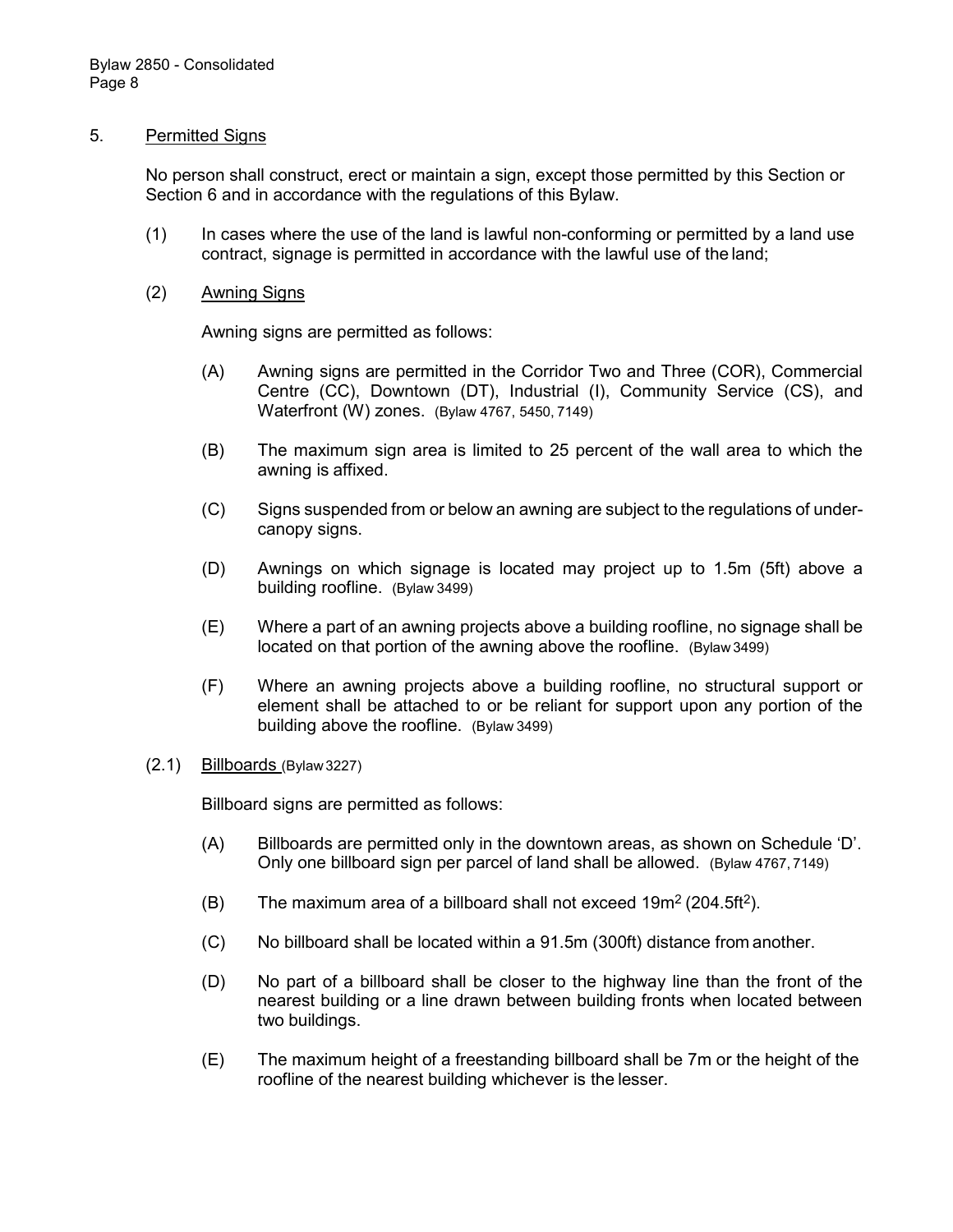## 5. Permitted Signs

No person shall construct, erect or maintain a sign, except those permitted by this Section or Section 6 and in accordance with the regulations of this Bylaw.

(1) In cases where the use of the land is lawful non-conforming or permitted by a land use contract, signage is permitted in accordance with the lawful use of the land;

(2) Awning Signs

Awning signs are permitted as follows:

(A) Awning signs are permitted in the Corridor Two and Three (COR), Commercial Centre (CC), Downtown (DT), Industrial (I), Community Service (CS), and Waterfront (W) zones. (Bylaw 4767, 5450, 7149)

(B) The maximum sign area is limited to 25 percent of the wall area to which the awning is affixed.

(C) Signs suspended from or below an awning are subject to the regulations of under-canopy signs.

(D) Awnings on which signage is located may project up to 1.5m (5ft) above a building roofline. (Bylaw 3499)

(E) Where a part of an awning projects above a building roofline, no signage shall be located on that portion of the awning above the roofline. (Bylaw 3499)

(F) Where an awning projects above a building roofline, no structural support or element shall be attached to or be reliant for support upon any portion of the building above the roofline. (Bylaw 3499)

(2.1) Billboards (Bylaw 3227)

Billboard signs are permitted as follows:

(A) Billboards are permitted only in the downtown areas, as shown on Schedule 'D'. Only one billboard sign per parcel of land shall be allowed. (Bylaw 4767, 7149)

(B) The maximum area of a billboard shall not exceed $19m^2$ ($204.5ft^2$).

(C) No billboard shall be located within a 91.5m (300ft) distance from another.

(D) No part of a billboard shall be closer to the highway line than the front of the nearest building or a line drawn between building fronts when located between two buildings.

(E) The maximum height of a freestanding billboard shall be 7m or the height of the roofline of the nearest building whichever is the lesser.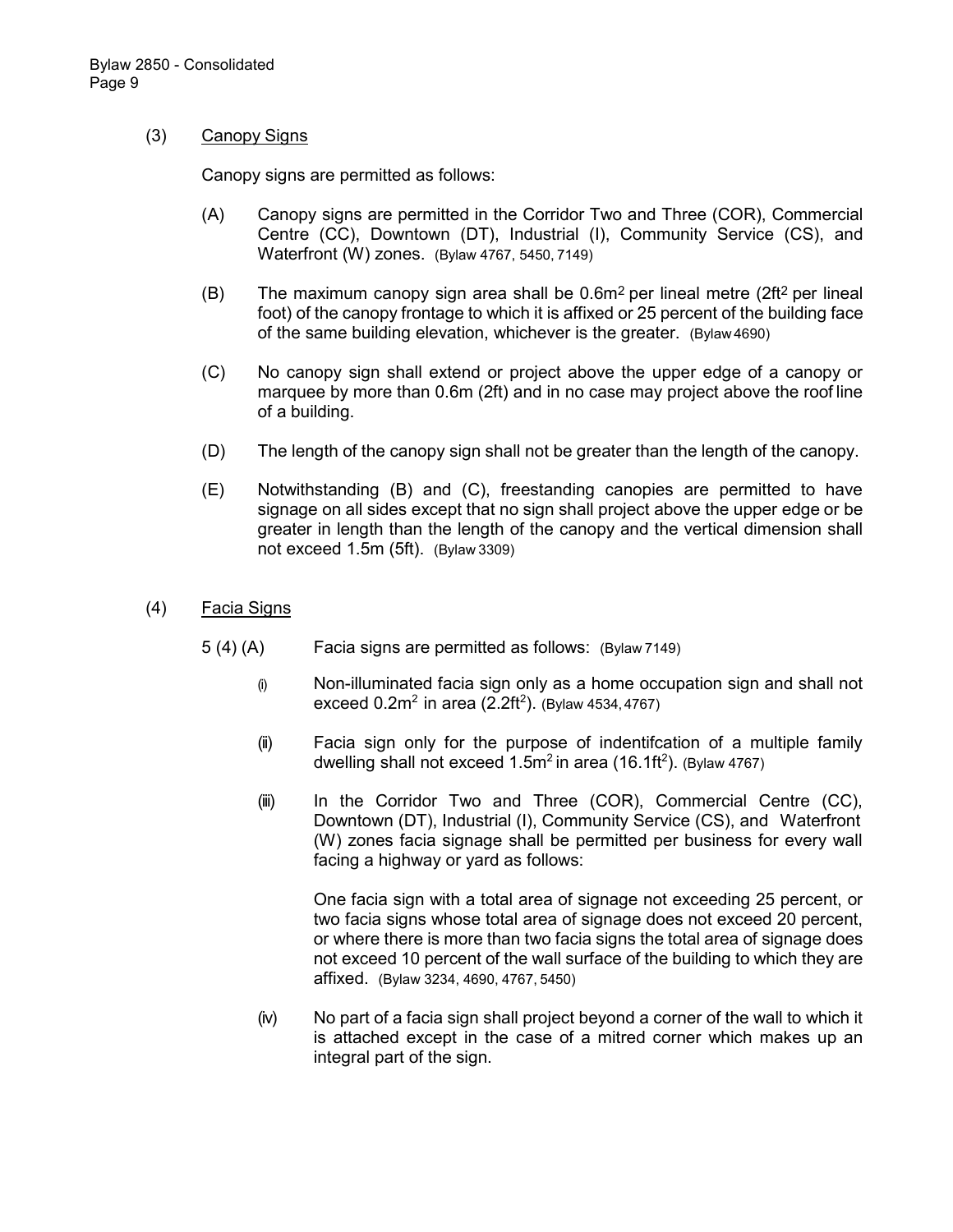(3) Canopy Signs

Canopy signs are permitted as follows:

(A) Canopy signs are permitted in the Corridor Two and Three (COR), Commercial Centre (CC), Downtown (DT), Industrial (I), Community Service (CS), and Waterfront (W) zones. (Bylaw 4767, 5450, 7149)

(B) The maximum canopy sign area shall be $0.6m^2$ per lineal metre ($2ft^2$ per lineal foot) of the canopy frontage to which it is affixed or 25 percent of the building face of the same building elevation, whichever is the greater. (Bylaw 4690)

(C) No canopy sign shall extend or project above the upper edge of a canopy or marquee by more than 0.6m (2ft) and in no case may project above the roof line of a building.

(D) The length of the canopy sign shall not be greater than the length of the canopy.

(E) Notwithstanding (B) and (C), freestanding canopies are permitted to have signage on all sides except that no sign shall project above the upper edge or be greater in length than the length of the canopy and the vertical dimension shall not exceed 1.5m (5ft). (Bylaw 3309)

(4) Facia Signs

5 (4) (A) Facia signs are permitted as follows: (Bylaw 7149)

(i) Non-illuminated facia sign only as a home occupation sign and shall not exceed $0.2m^2$ in area ($2.2ft^2$). (Bylaw 4534, 4767)

(ii) Facia sign only for the purpose of indentifcation of a multiple family dwelling shall not exceed $1.5m^2$ in area ($16.1ft^2$). (Bylaw 4767)

(iii) In the Corridor Two and Three (COR), Commercial Centre (CC), Downtown (DT), Industrial (I), Community Service (CS), and Waterfront (W) zones facia signage shall be permitted per business for every wall facing a highway or yard as follows:

One facia sign with a total area of signage not exceeding 25 percent, or two facia signs whose total area of signage does not exceed 20 percent, or where there is more than two facia signs the total area of signage does not exceed 10 percent of the wall surface of the building to which they are affixed. (Bylaw 3234, 4690, 4767, 5450)

(iv) No part of a facia sign shall project beyond a corner of the wall to which it is attached except in the case of a mitred corner which makes up an integral part of the sign.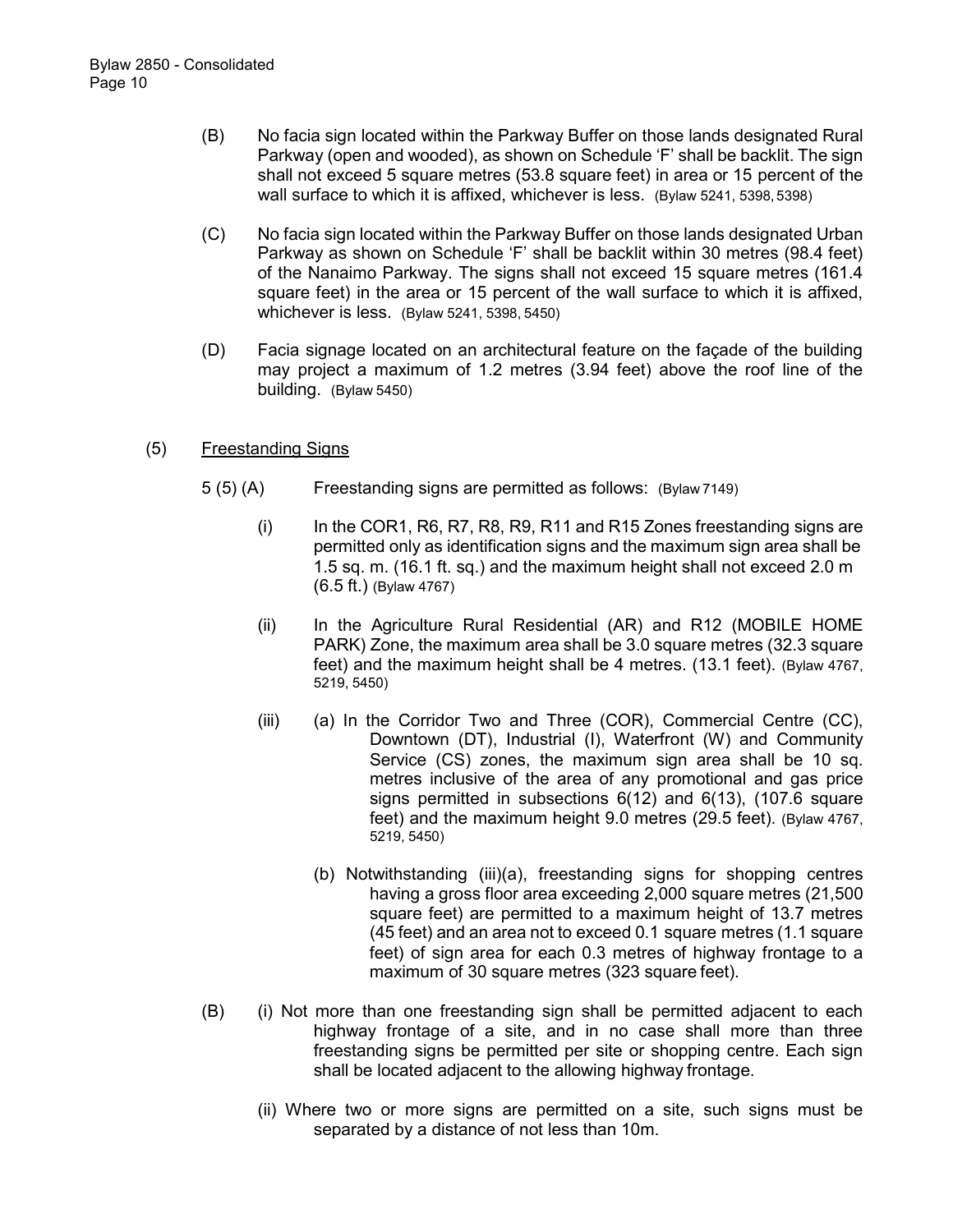(B) No facia sign located within the Parkway Buffer on those lands designated Rural Parkway (open and wooded), as shown on Schedule 'F' shall be backlit. The sign shall not exceed 5 square metres (53.8 square feet) in area or 15 percent of the wall surface to which it is affixed, whichever is less. (Bylaw 5241, 5398, 5398)

(C) No facia sign located within the Parkway Buffer on those lands designated Urban Parkway as shown on Schedule 'F' shall be backlit within 30 metres (98.4 feet) of the Nanaimo Parkway. The signs shall not exceed 15 square metres (161.4 square feet) in the area or 15 percent of the wall surface to which it is affixed, whichever is less. (Bylaw 5241, 5398, 5450)

(D) Facia signage located on an architectural feature on the façade of the building may project a maximum of 1.2 metres (3.94 feet) above the roof line of the building. (Bylaw 5450)

(5) Freestanding Signs

5 (5) (A) Freestanding signs are permitted as follows: (Bylaw 7149)

(i) In the COR1, R6, R7, R8, R9, R11 and R15 Zones freestanding signs are permitted only as identification signs and the maximum sign area shall be 1.5 sq. m. (16.1 ft. sq.) and the maximum height shall not exceed 2.0 m (6.5 ft.) (Bylaw 4767)

(ii) In the Agriculture Rural Residential (AR) and R12 (MOBILE HOME PARK) Zone, the maximum area shall be 3.0 square metres (32.3 square feet) and the maximum height shall be 4 metres. (13.1 feet). (Bylaw 4767, 5219, 5450)

(iii) (a) In the Corridor Two and Three (COR), Commercial Centre (CC), Downtown (DT), Industrial (I), Waterfront (W) and Community Service (CS) zones, the maximum sign area shall be 10 sq. metres inclusive of the area of any promotional and gas price signs permitted in subsections 6(12) and 6(13), (107.6 square feet) and the maximum height 9.0 metres (29.5 feet). (Bylaw 4767, 5219, 5450)

(b) Notwithstanding (iii)(a), freestanding signs for shopping centres having a gross floor area exceeding 2,000 square metres (21,500 square feet) are permitted to a maximum height of 13.7 metres (45 feet) and an area not to exceed 0.1 square metres (1.1 square feet) of sign area for each 0.3 metres of highway frontage to a maximum of 30 square metres (323 square feet).

(B) (i) Not more than one freestanding sign shall be permitted adjacent to each highway frontage of a site, and in no case shall more than three freestanding signs be permitted per site or shopping centre. Each sign shall be located adjacent to the allowing highway frontage.

(ii) Where two or more signs are permitted on a site, such signs must be separated by a distance of not less than 10m.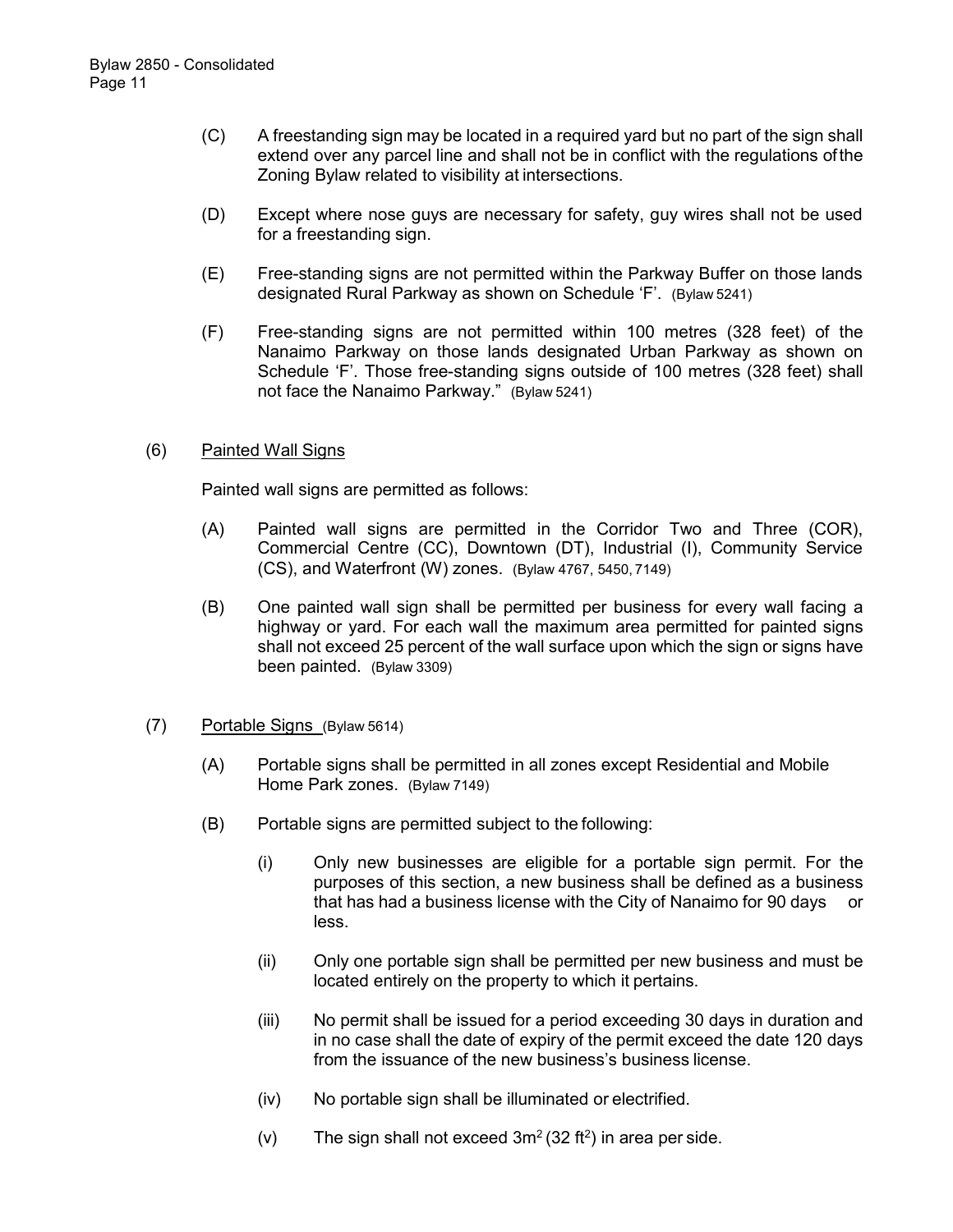(C) A freestanding sign may be located in a required yard but no part of the sign shall extend over any parcel line and shall not be in conflict with the regulations of the Zoning Bylaw related to visibility at intersections.

(D) Except where nose guys are necessary for safety, guy wires shall not be used for a freestanding sign.

(E) Free-standing signs are not permitted within the Parkway Buffer on those lands designated Rural Parkway as shown on Schedule 'F'. (Bylaw 5241)

(F) Free-standing signs are not permitted within 100 metres (328 feet) of the Nanaimo Parkway on those lands designated Urban Parkway as shown on Schedule 'F'. Those free-standing signs outside of 100 metres (328 feet) shall not face the Nanaimo Parkway." (Bylaw 5241)

(6) Painted Wall Signs

Painted wall signs are permitted as follows:

(A) Painted wall signs are permitted in the Corridor Two and Three (COR), Commercial Centre (CC), Downtown (DT), Industrial (I), Community Service (CS), and Waterfront (W) zones. (Bylaw 4767, 5450, 7149)

(B) One painted wall sign shall be permitted per business for every wall facing a highway or yard. For each wall the maximum area permitted for painted signs shall not exceed 25 percent of the wall surface upon which the sign or signs have been painted. (Bylaw 3309)

(7) Portable Signs (Bylaw 5614)

(A) Portable signs shall be permitted in all zones except Residential and Mobile Home Park zones. (Bylaw 7149)

(B) Portable signs are permitted subject to the following:

(i) Only new businesses are eligible for a portable sign permit. For the purposes of this section, a new business shall be defined as a business that has had a business license with the City of Nanaimo for 90 days or less.

(ii) Only one portable sign shall be permitted per new business and must be located entirely on the property to which it pertains.

(iii) No permit shall be issued for a period exceeding 30 days in duration and in no case shall the date of expiry of the permit exceed the date 120 days from the issuance of the new business's business license.

(iv) No portable sign shall be illuminated or electrified.

(v) The sign shall not exceed $3m^2$ ($32\ ft^2$) in area per side.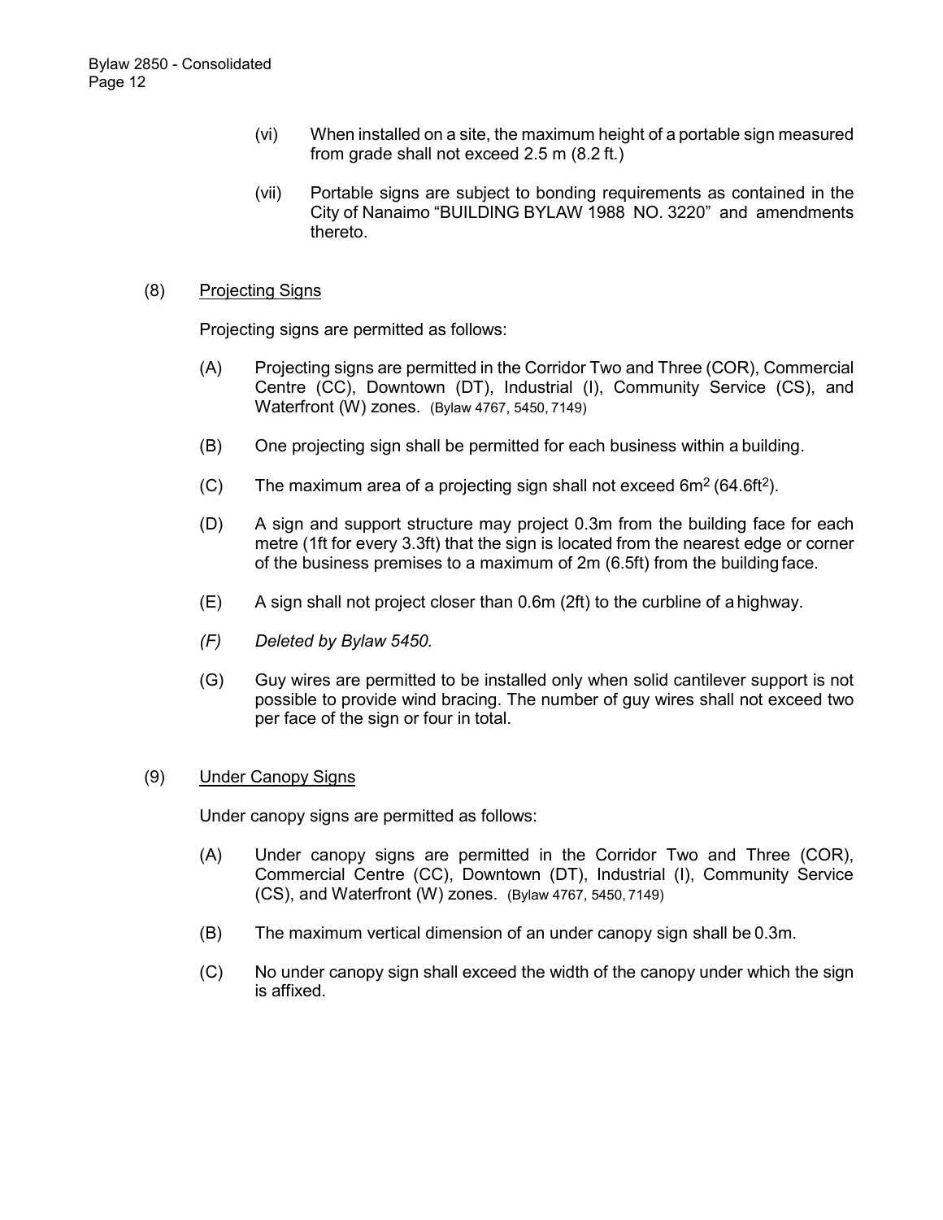(vi) When installed on a site, the maximum height of a portable sign measured from grade shall not exceed 2.5 m (8.2 ft.)

(vii) Portable signs are subject to bonding requirements as contained in the City of Nanaimo "BUILDING BYLAW 1988 NO. 3220" and amendments thereto.

(8) Projecting Signs

Projecting signs are permitted as follows:

(A) Projecting signs are permitted in the Corridor Two and Three (COR), Commercial Centre (CC), Downtown (DT), Industrial (I), Community Service (CS), and Waterfront (W) zones. (Bylaw 4767, 5450, 7149)

(B) One projecting sign shall be permitted for each business within a building.

(C) The maximum area of a projecting sign shall not exceed $6m^2$ ($64.6ft^2$).

(D) A sign and support structure may project 0.3m from the building face for each metre (1ft for every 3.3ft) that the sign is located from the nearest edge or corner of the business premises to a maximum of 2m (6.5ft) from the building face.

(E) A sign shall not project closer than 0.6m (2ft) to the curbline of a highway.

*(F) Deleted by Bylaw 5450.*

(G) Guy wires are permitted to be installed only when solid cantilever support is not possible to provide wind bracing. The number of guy wires shall not exceed two per face of the sign or four in total.

(9) Under Canopy Signs

Under canopy signs are permitted as follows:

(A) Under canopy signs are permitted in the Corridor Two and Three (COR), Commercial Centre (CC), Downtown (DT), Industrial (I), Community Service (CS), and Waterfront (W) zones. (Bylaw 4767, 5450, 7149)

(B) The maximum vertical dimension of an under canopy sign shall be 0.3m.

(C) No under canopy sign shall exceed the width of the canopy under which the sign is affixed.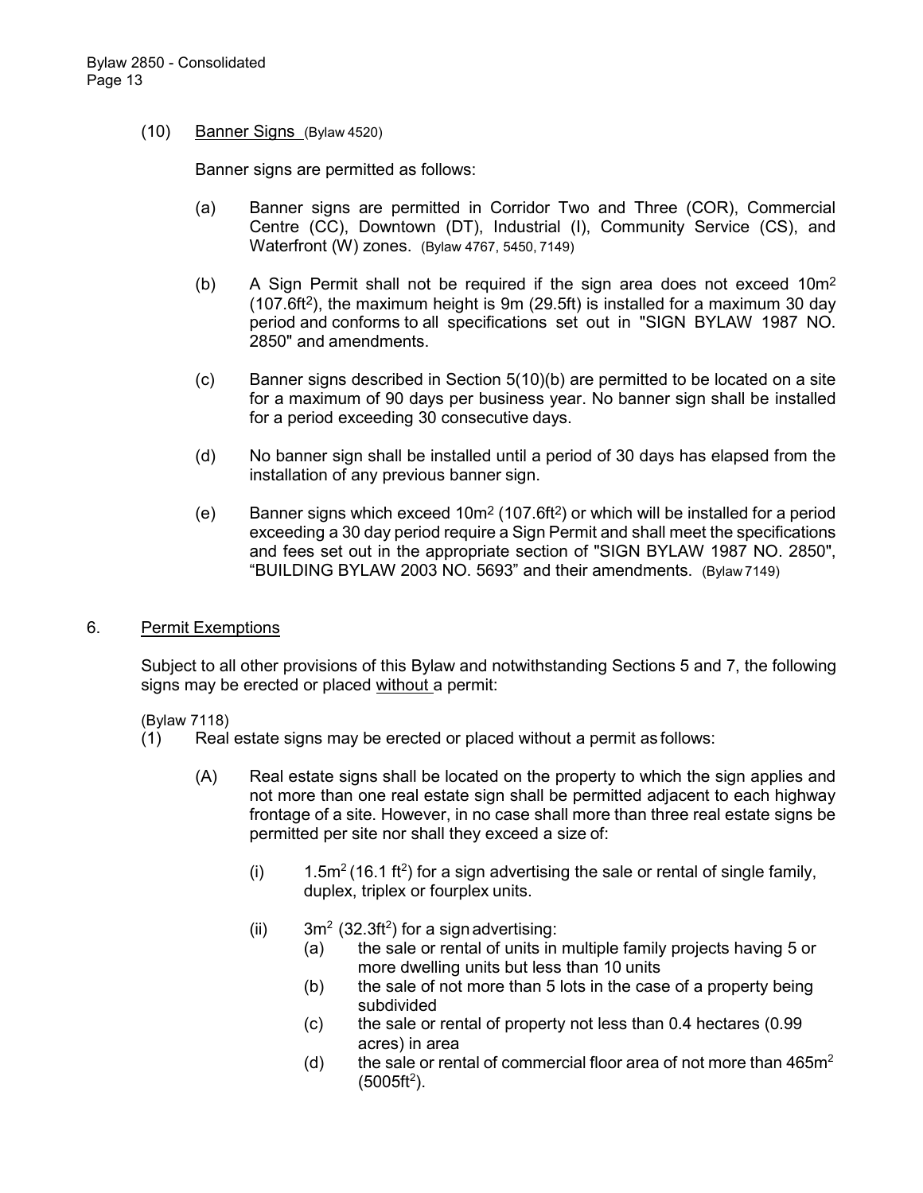(10) Banner Signs (Bylaw 4520)

Banner signs are permitted as follows:

(a) Banner signs are permitted in Corridor Two and Three (COR), Commercial Centre (CC), Downtown (DT), Industrial (I), Community Service (CS), and Waterfront (W) zones. (Bylaw 4767, 5450, 7149)

(b) A Sign Permit shall not be required if the sign area does not exceed 10m$^2$ (107.6ft$^2$), the maximum height is 9m (29.5ft) is installed for a maximum 30 day period and conforms to all specifications set out in "SIGN BYLAW 1987 NO. 2850" and amendments.

(c) Banner signs described in Section 5(10)(b) are permitted to be located on a site for a maximum of 90 days per business year. No banner sign shall be installed for a period exceeding 30 consecutive days.

(d) No banner sign shall be installed until a period of 30 days has elapsed from the installation of any previous banner sign.

(e) Banner signs which exceed 10m$^2$ (107.6ft$^2$) or which will be installed for a period exceeding a 30 day period require a Sign Permit and shall meet the specifications and fees set out in the appropriate section of "SIGN BYLAW 1987 NO. 2850", "BUILDING BYLAW 2003 NO. 5693" and their amendments. (Bylaw 7149)

## 6. Permit Exemptions

Subject to all other provisions of this Bylaw and notwithstanding Sections 5 and 7, the following signs may be erected or placed without a permit:

(Bylaw 7118)

(1) Real estate signs may be erected or placed without a permit as follows:

(A) Real estate signs shall be located on the property to which the sign applies and not more than one real estate sign shall be permitted adjacent to each highway frontage of a site. However, in no case shall more than three real estate signs be permitted per site nor shall they exceed a size of:

(i) 1.5m$^2$ (16.1 ft$^2$) for a sign advertising the sale or rental of single family, duplex, triplex or fourplex units.

(ii) 3m$^2$ (32.3ft$^2$) for a sign advertising:

(a) the sale or rental of units in multiple family projects having 5 or more dwelling units but less than 10 units

(b) the sale of not more than 5 lots in the case of a property being subdivided

(c) the sale or rental of property not less than 0.4 hectares (0.99 acres) in area

(d) the sale or rental of commercial floor area of not more than 465m$^2$ (5005ft$^2$).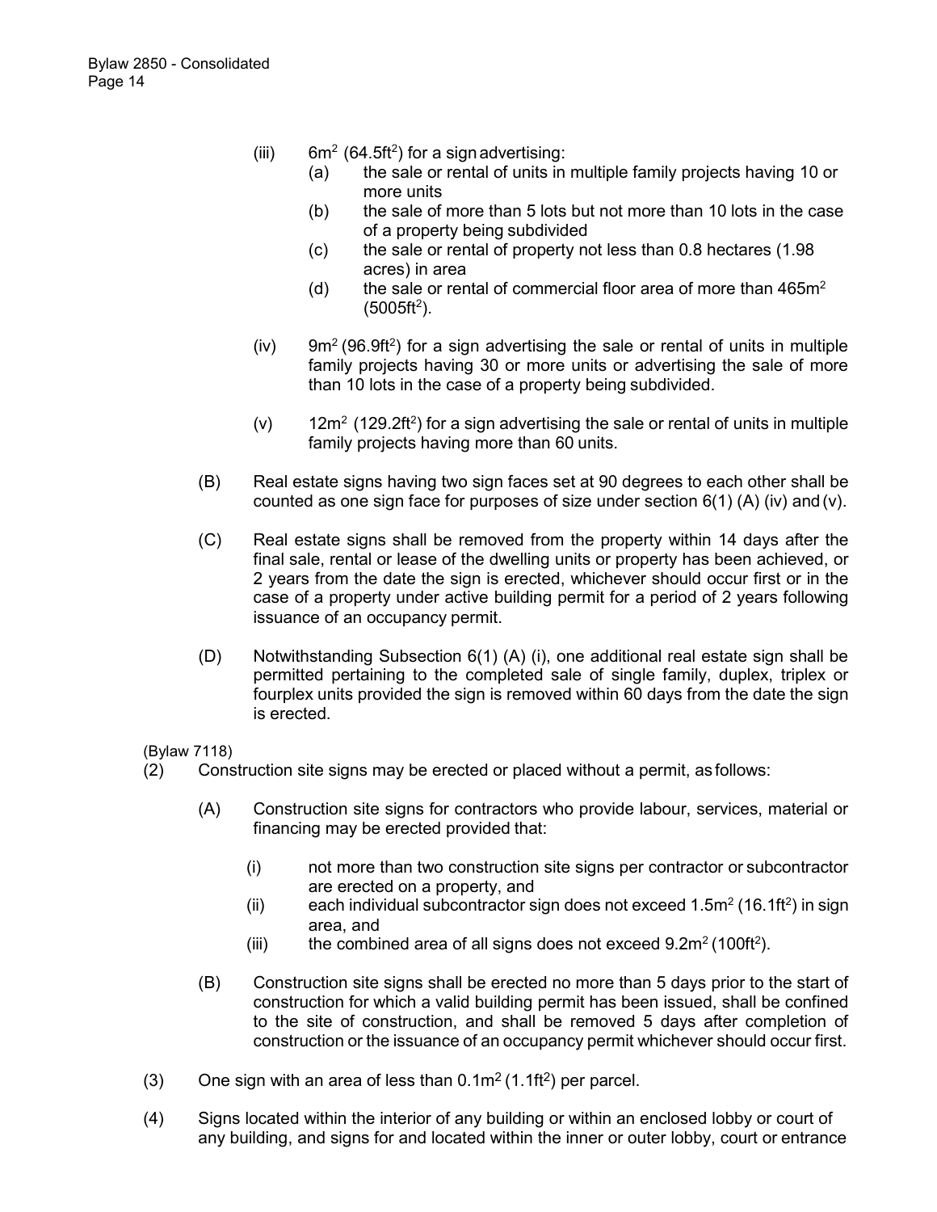(iii) $6m^2$ ($64.5ft^2$) for a sign advertising:

(a) the sale or rental of units in multiple family projects having 10 or more units

(b) the sale of more than 5 lots but not more than 10 lots in the case of a property being subdivided

(c) the sale or rental of property not less than 0.8 hectares (1.98 acres) in area

(d) the sale or rental of commercial floor area of more than $465m^2$ ($5005ft^2$).

(iv) $9m^2$ ($96.9ft^2$) for a sign advertising the sale or rental of units in multiple family projects having 30 or more units or advertising the sale of more than 10 lots in the case of a property being subdivided.

(v) $12m^2$ ($129.2ft^2$) for a sign advertising the sale or rental of units in multiple family projects having more than 60 units.

(B) Real estate signs having two sign faces set at 90 degrees to each other shall be counted as one sign face for purposes of size under section 6(1) (A) (iv) and (v).

(C) Real estate signs shall be removed from the property within 14 days after the final sale, rental or lease of the dwelling units or property has been achieved, or 2 years from the date the sign is erected, whichever should occur first or in the case of a property under active building permit for a period of 2 years following issuance of an occupancy permit.

(D) Notwithstanding Subsection 6(1) (A) (i), one additional real estate sign shall be permitted pertaining to the completed sale of single family, duplex, triplex or fourplex units provided the sign is removed within 60 days from the date the sign is erected.

(Bylaw 7118)

(2) Construction site signs may be erected or placed without a permit, as follows:

(A) Construction site signs for contractors who provide labour, services, material or financing may be erected provided that:

(i) not more than two construction site signs per contractor or subcontractor are erected on a property, and

(ii) each individual subcontractor sign does not exceed $1.5m^2$ ($16.1ft^2$) in sign area, and

(iii) the combined area of all signs does not exceed $9.2m^2$ ($100ft^2$).

(B) Construction site signs shall be erected no more than 5 days prior to the start of construction for which a valid building permit has been issued, shall be confined to the site of construction, and shall be removed 5 days after completion of construction or the issuance of an occupancy permit whichever should occur first.

(3) One sign with an area of less than $0.1m^2$ ($1.1ft^2$) per parcel.

(4) Signs located within the interior of any building or within an enclosed lobby or court of any building, and signs for and located within the inner or outer lobby, court or entrance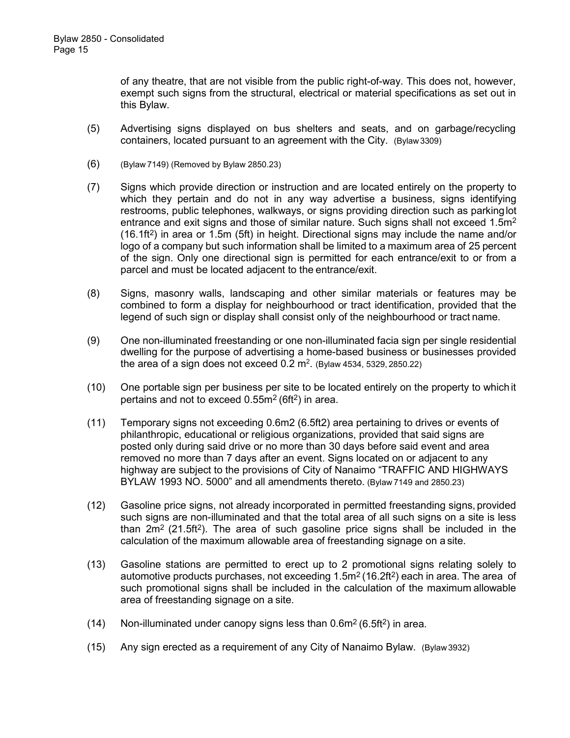of any theatre, that are not visible from the public right-of-way. This does not, however, exempt such signs from the structural, electrical or material specifications as set out in this Bylaw.

(5) Advertising signs displayed on bus shelters and seats, and on garbage/recycling containers, located pursuant to an agreement with the City. (Bylaw 3309)

(6) (Bylaw 7149) (Removed by Bylaw 2850.23)

(7) Signs which provide direction or instruction and are located entirely on the property to which they pertain and do not in any way advertise a business, signs identifying restrooms, public telephones, walkways, or signs providing direction such as parking lot entrance and exit signs and those of similar nature. Such signs shall not exceed 1.5m$^2$ (16.1ft$^2$) in area or 1.5m (5ft) in height. Directional signs may include the name and/or logo of a company but such information shall be limited to a maximum area of 25 percent of the sign. Only one directional sign is permitted for each entrance/exit to or from a parcel and must be located adjacent to the entrance/exit.

(8) Signs, masonry walls, landscaping and other similar materials or features may be combined to form a display for neighbourhood or tract identification, provided that the legend of such sign or display shall consist only of the neighbourhood or tract name.

(9) One non-illuminated freestanding or one non-illuminated facia sign per single residential dwelling for the purpose of advertising a home-based business or businesses provided the area of a sign does not exceed 0.2 m$^2$. (Bylaw 4534, 5329, 2850.22)

(10) One portable sign per business per site to be located entirely on the property to which it pertains and not to exceed 0.55m$^2$ (6ft$^2$) in area.

(11) Temporary signs not exceeding 0.6m2 (6.5ft2) area pertaining to drives or events of philanthropic, educational or religious organizations, provided that said signs are posted only during said drive or no more than 30 days before said event and area removed no more than 7 days after an event. Signs located on or adjacent to any highway are subject to the provisions of City of Nanaimo “TRAFFIC AND HIGHWAYS BYLAW 1993 NO. 5000” and all amendments thereto. (Bylaw 7149 and 2850.23)

(12) Gasoline price signs, not already incorporated in permitted freestanding signs, provided such signs are non-illuminated and that the total area of all such signs on a site is less than 2m$^2$ (21.5ft$^2$). The area of such gasoline price signs shall be included in the calculation of the maximum allowable area of freestanding signage on a site.

(13) Gasoline stations are permitted to erect up to 2 promotional signs relating solely to automotive products purchases, not exceeding 1.5m$^2$ (16.2ft$^2$) each in area. The area of such promotional signs shall be included in the calculation of the maximum allowable area of freestanding signage on a site.

(14) Non-illuminated under canopy signs less than 0.6m$^2$ (6.5ft$^2$) in area.

(15) Any sign erected as a requirement of any City of Nanaimo Bylaw. (Bylaw 3932)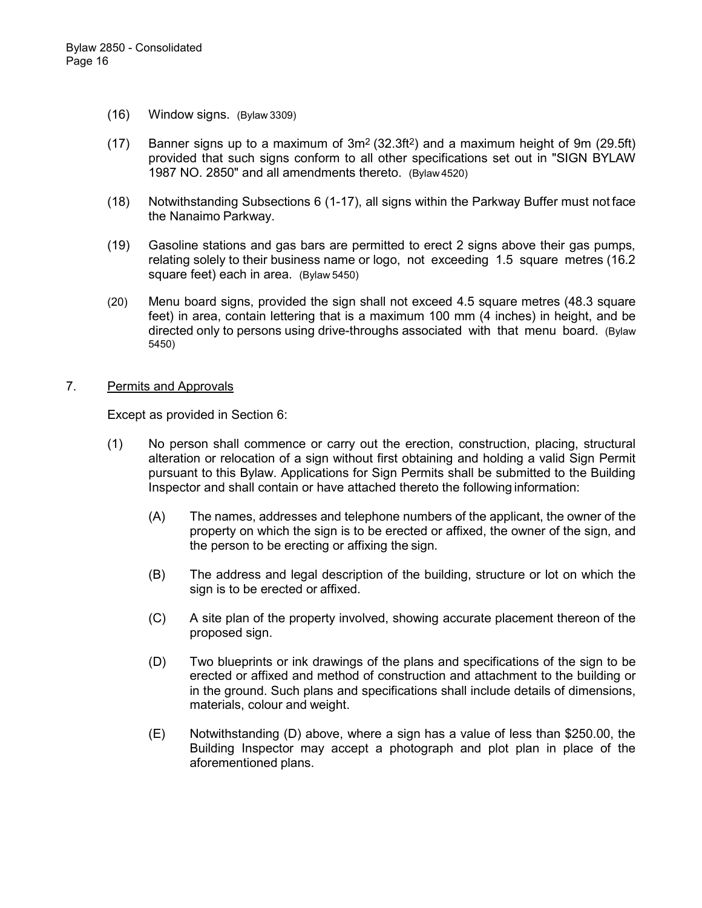(16) Window signs. (Bylaw 3309)

(17) Banner signs up to a maximum of $3m^2$ ($32.3ft^2$) and a maximum height of 9m (29.5ft) provided that such signs conform to all other specifications set out in "SIGN BYLAW 1987 NO. 2850" and all amendments thereto. (Bylaw 4520)

(18) Notwithstanding Subsections 6 (1-17), all signs within the Parkway Buffer must not face the Nanaimo Parkway.

(19) Gasoline stations and gas bars are permitted to erect 2 signs above their gas pumps, relating solely to their business name or logo, not exceeding 1.5 square metres (16.2 square feet) each in area. (Bylaw 5450)

(20) Menu board signs, provided the sign shall not exceed 4.5 square metres (48.3 square feet) in area, contain lettering that is a maximum 100 mm (4 inches) in height, and be directed only to persons using drive-throughs associated with that menu board. (Bylaw 5450)

7. Permits and Approvals

Except as provided in Section 6:

(1) No person shall commence or carry out the erection, construction, placing, structural alteration or relocation of a sign without first obtaining and holding a valid Sign Permit pursuant to this Bylaw. Applications for Sign Permits shall be submitted to the Building Inspector and shall contain or have attached thereto the following information:

(A) The names, addresses and telephone numbers of the applicant, the owner of the property on which the sign is to be erected or affixed, the owner of the sign, and the person to be erecting or affixing the sign.

(B) The address and legal description of the building, structure or lot on which the sign is to be erected or affixed.

(C) A site plan of the property involved, showing accurate placement thereon of the proposed sign.

(D) Two blueprints or ink drawings of the plans and specifications of the sign to be erected or affixed and method of construction and attachment to the building or in the ground. Such plans and specifications shall include details of dimensions, materials, colour and weight.

(E) Notwithstanding (D) above, where a sign has a value of less than $250.00, the Building Inspector may accept a photograph and plot plan in place of the aforementioned plans.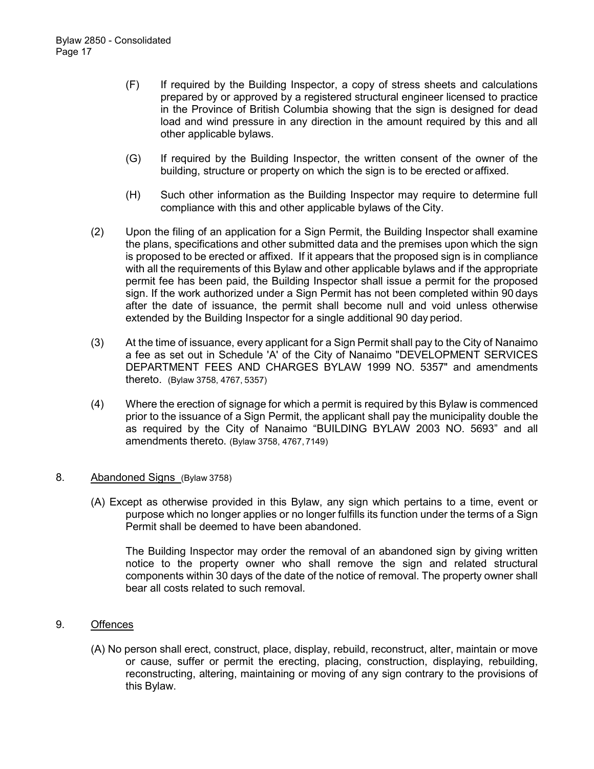(F) If required by the Building Inspector, a copy of stress sheets and calculations prepared by or approved by a registered structural engineer licensed to practice in the Province of British Columbia showing that the sign is designed for dead load and wind pressure in any direction in the amount required by this and all other applicable bylaws.

(G) If required by the Building Inspector, the written consent of the owner of the building, structure or property on which the sign is to be erected or affixed.

(H) Such other information as the Building Inspector may require to determine full compliance with this and other applicable bylaws of the City.

(2) Upon the filing of an application for a Sign Permit, the Building Inspector shall examine the plans, specifications and other submitted data and the premises upon which the sign is proposed to be erected or affixed. If it appears that the proposed sign is in compliance with all the requirements of this Bylaw and other applicable bylaws and if the appropriate permit fee has been paid, the Building Inspector shall issue a permit for the proposed sign. If the work authorized under a Sign Permit has not been completed within 90 days after the date of issuance, the permit shall become null and void unless otherwise extended by the Building Inspector for a single additional 90 day period.

(3) At the time of issuance, every applicant for a Sign Permit shall pay to the City of Nanaimo a fee as set out in Schedule 'A' of the City of Nanaimo "DEVELOPMENT SERVICES DEPARTMENT FEES AND CHARGES BYLAW 1999 NO. 5357" and amendments thereto. (Bylaw 3758, 4767, 5357)

(4) Where the erection of signage for which a permit is required by this Bylaw is commenced prior to the issuance of a Sign Permit, the applicant shall pay the municipality double the as required by the City of Nanaimo “BUILDING BYLAW 2003 NO. 5693” and all amendments thereto. (Bylaw 3758, 4767, 7149)

## 8. Abandoned Signs (Bylaw 3758)

(A) Except as otherwise provided in this Bylaw, any sign which pertains to a time, event or purpose which no longer applies or no longer fulfills its function under the terms of a Sign Permit shall be deemed to have been abandoned.

The Building Inspector may order the removal of an abandoned sign by giving written notice to the property owner who shall remove the sign and related structural components within 30 days of the date of the notice of removal. The property owner shall bear all costs related to such removal.

## 9. Offences

(A) No person shall erect, construct, place, display, rebuild, reconstruct, alter, maintain or move or cause, suffer or permit the erecting, placing, construction, displaying, rebuilding, reconstructing, altering, maintaining or moving of any sign contrary to the provisions of this Bylaw.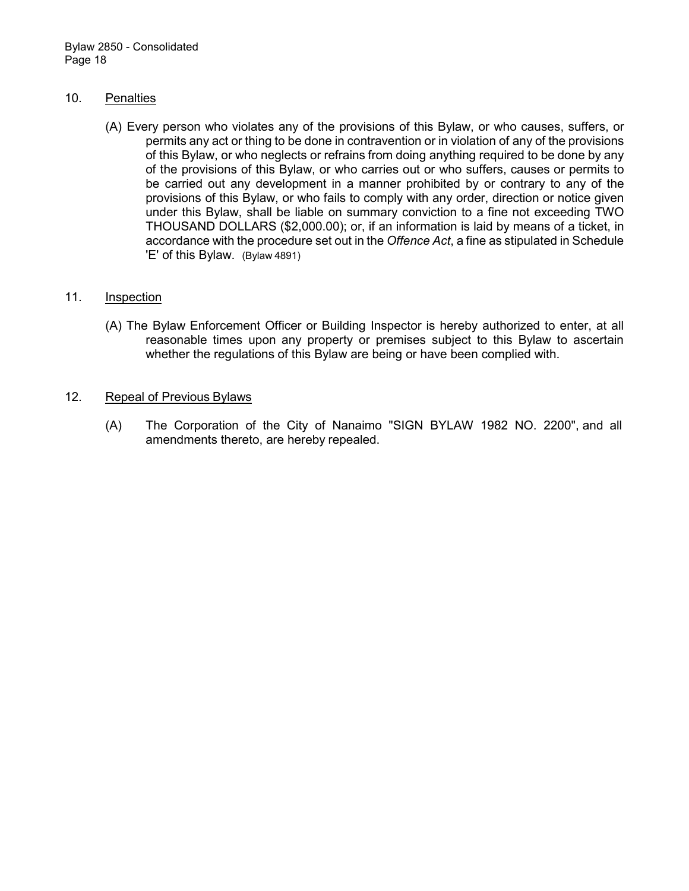## 10. Penalties

(A) Every person who violates any of the provisions of this Bylaw, or who causes, suffers, or permits any act or thing to be done in contravention or in violation of any of the provisions of this Bylaw, or who neglects or refrains from doing anything required to be done by any of the provisions of this Bylaw, or who carries out or who suffers, causes or permits to be carried out any development in a manner prohibited by or contrary to any of the provisions of this Bylaw, or who fails to comply with any order, direction or notice given under this Bylaw, shall be liable on summary conviction to a fine not exceeding TWO THOUSAND DOLLARS ($2,000.00); or, if an information is laid by means of a ticket, in accordance with the procedure set out in the *Offence Act*, a fine as stipulated in Schedule 'E' of this Bylaw. (Bylaw 4891)

## 11. Inspection

(A) The Bylaw Enforcement Officer or Building Inspector is hereby authorized to enter, at all reasonable times upon any property or premises subject to this Bylaw to ascertain whether the regulations of this Bylaw are being or have been complied with.

## 12. Repeal of Previous Bylaws

(A) The Corporation of the City of Nanaimo "SIGN BYLAW 1982 NO. 2200", and all amendments thereto, are hereby repealed.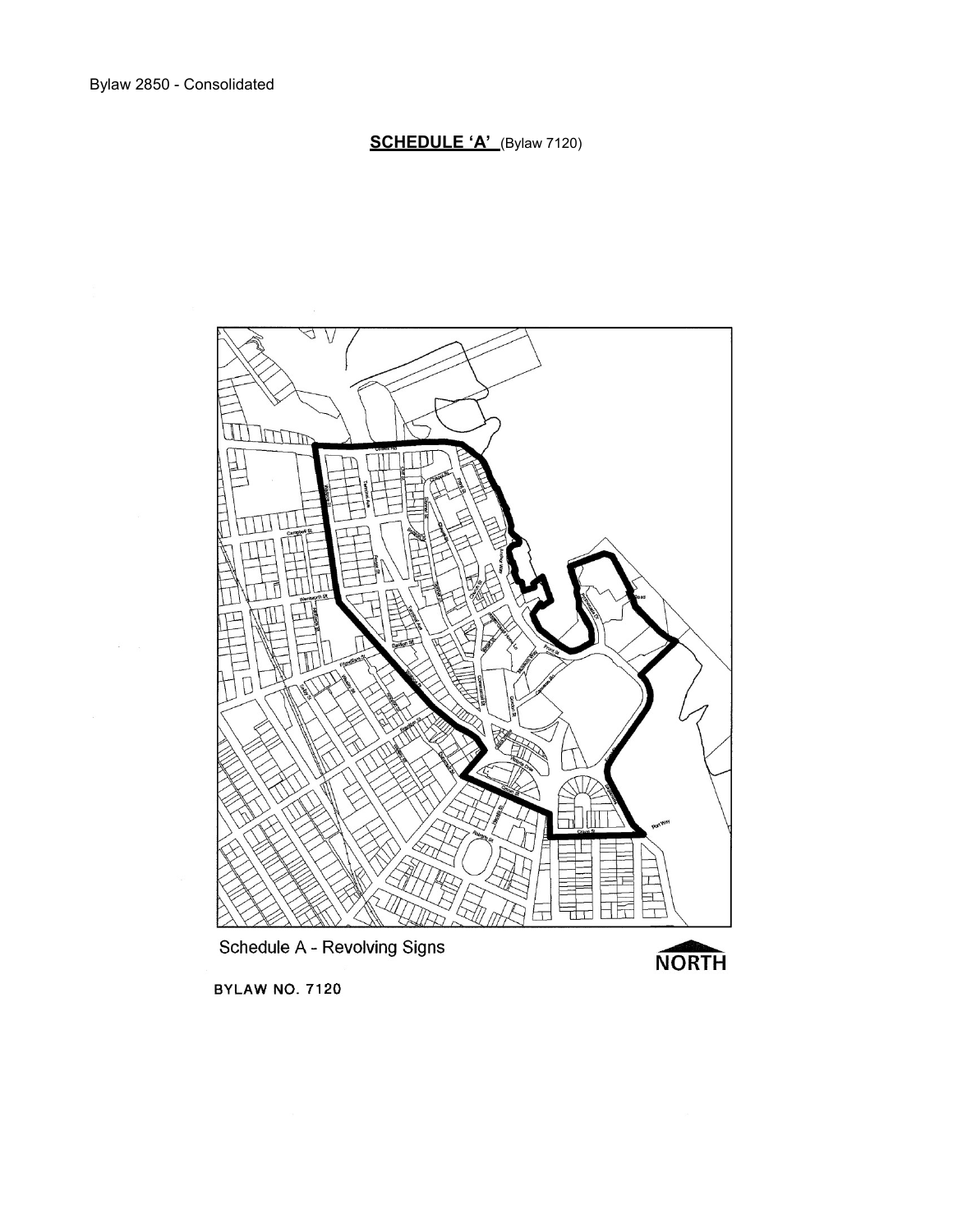**SCHEDULE 'A'** (Bylaw 7120)

Schedule A - Revolving Signs

NORTH

BYLAW NO. 7120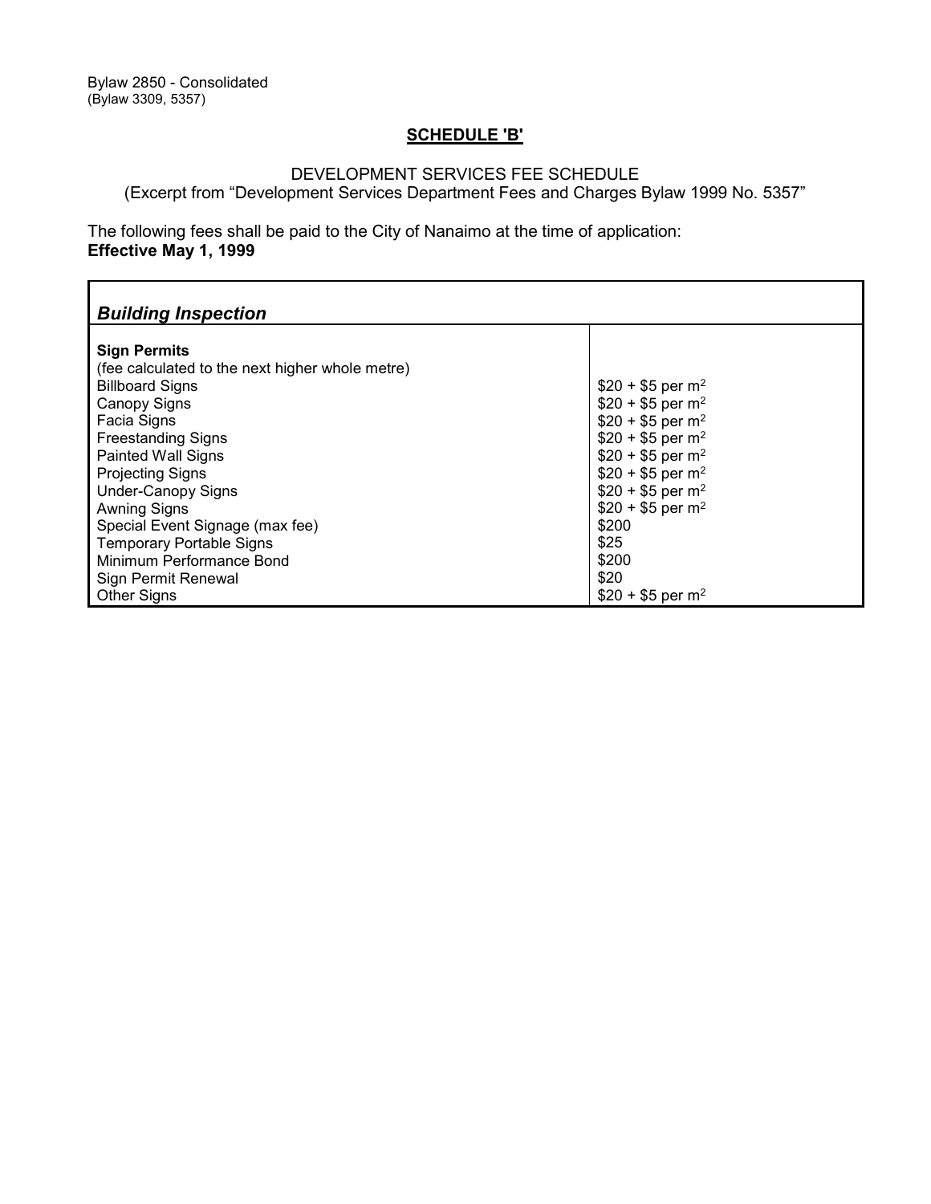Bylaw 2850 - Consolidated
(Bylaw 3309, 5357)

## SCHEDULE 'B'

DEVELOPMENT SERVICES FEE SCHEDULE
(Excerpt from "Development Services Department Fees and Charges Bylaw 1999 No. 5357"

The following fees shall be paid to the City of Nanaimo at the time of application:
**Effective May 1, 1999**

| ***Building Inspection*** | |
|---|---|
| **Sign Permits** | |
| (fee calculated to the next higher whole metre) | |
| Billboard Signs | \$20 + \$5 per $m^2$ |
| Canopy Signs | \$20 + \$5 per $m^2$ |
| Facia Signs | \$20 + \$5 per $m^2$ |
| Freestanding Signs | \$20 + \$5 per $m^2$ |
| Painted Wall Signs | \$20 + \$5 per $m^2$ |
| Projecting Signs | \$20 + \$5 per $m^2$ |
| Under-Canopy Signs | \$20 + \$5 per $m^2$ |
| Awning Signs | \$20 + \$5 per $m^2$ |
| Special Event Signage (max fee) | \$200 |
| Temporary Portable Signs | \$25 |
| Minimum Performance Bond | \$200 |
| Sign Permit Renewal | \$20 |
| Other Signs | \$20 + \$5 per $m^2$ |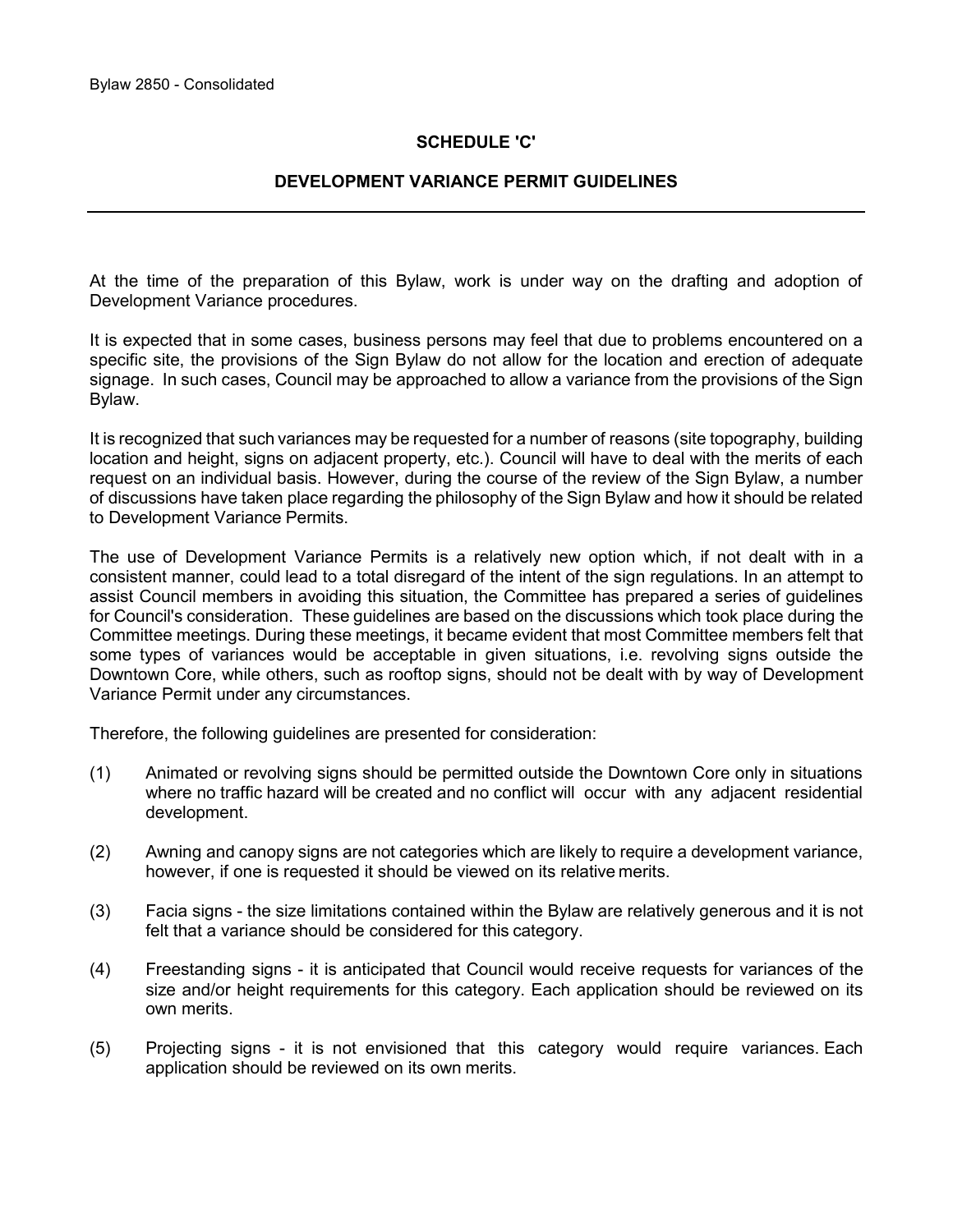## SCHEDULE 'C'

## DEVELOPMENT VARIANCE PERMIT GUIDELINES

At the time of the preparation of this Bylaw, work is under way on the drafting and adoption of Development Variance procedures.

It is expected that in some cases, business persons may feel that due to problems encountered on a specific site, the provisions of the Sign Bylaw do not allow for the location and erection of adequate signage. In such cases, Council may be approached to allow a variance from the provisions of the Sign Bylaw.

It is recognized that such variances may be requested for a number of reasons (site topography, building location and height, signs on adjacent property, etc.). Council will have to deal with the merits of each request on an individual basis. However, during the course of the review of the Sign Bylaw, a number of discussions have taken place regarding the philosophy of the Sign Bylaw and how it should be related to Development Variance Permits.

The use of Development Variance Permits is a relatively new option which, if not dealt with in a consistent manner, could lead to a total disregard of the intent of the sign regulations. In an attempt to assist Council members in avoiding this situation, the Committee has prepared a series of guidelines for Council's consideration. These guidelines are based on the discussions which took place during the Committee meetings. During these meetings, it became evident that most Committee members felt that some types of variances would be acceptable in given situations, i.e. revolving signs outside the Downtown Core, while others, such as rooftop signs, should not be dealt with by way of Development Variance Permit under any circumstances.

Therefore, the following guidelines are presented for consideration:

(1) Animated or revolving signs should be permitted outside the Downtown Core only in situations where no traffic hazard will be created and no conflict will occur with any adjacent residential development.

(2) Awning and canopy signs are not categories which are likely to require a development variance, however, if one is requested it should be viewed on its relative merits.

(3) Facia signs - the size limitations contained within the Bylaw are relatively generous and it is not felt that a variance should be considered for this category.

(4) Freestanding signs - it is anticipated that Council would receive requests for variances of the size and/or height requirements for this category. Each application should be reviewed on its own merits.

(5) Projecting signs - it is not envisioned that this category would require variances. Each application should be reviewed on its own merits.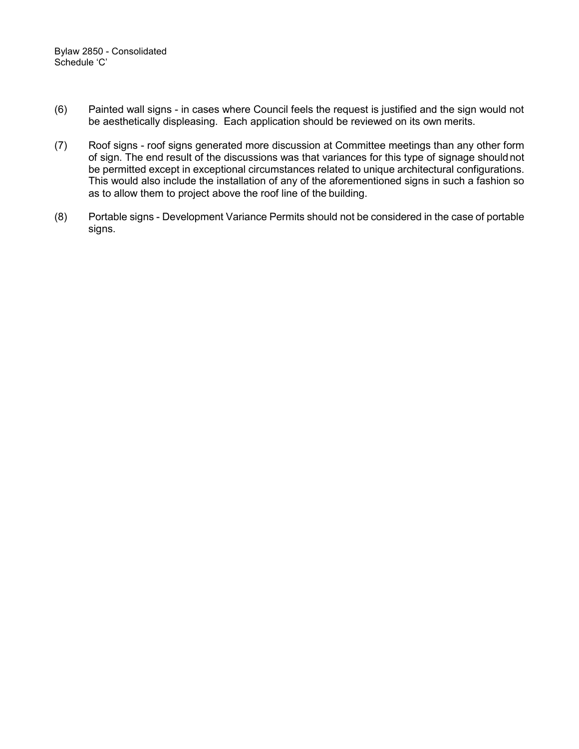(6) Painted wall signs - in cases where Council feels the request is justified and the sign would not be aesthetically displeasing. Each application should be reviewed on its own merits.

(7) Roof signs - roof signs generated more discussion at Committee meetings than any other form of sign. The end result of the discussions was that variances for this type of signage should not be permitted except in exceptional circumstances related to unique architectural configurations. This would also include the installation of any of the aforementioned signs in such a fashion so as to allow them to project above the roof line of the building.

(8) Portable signs - Development Variance Permits should not be considered in the case of portable signs.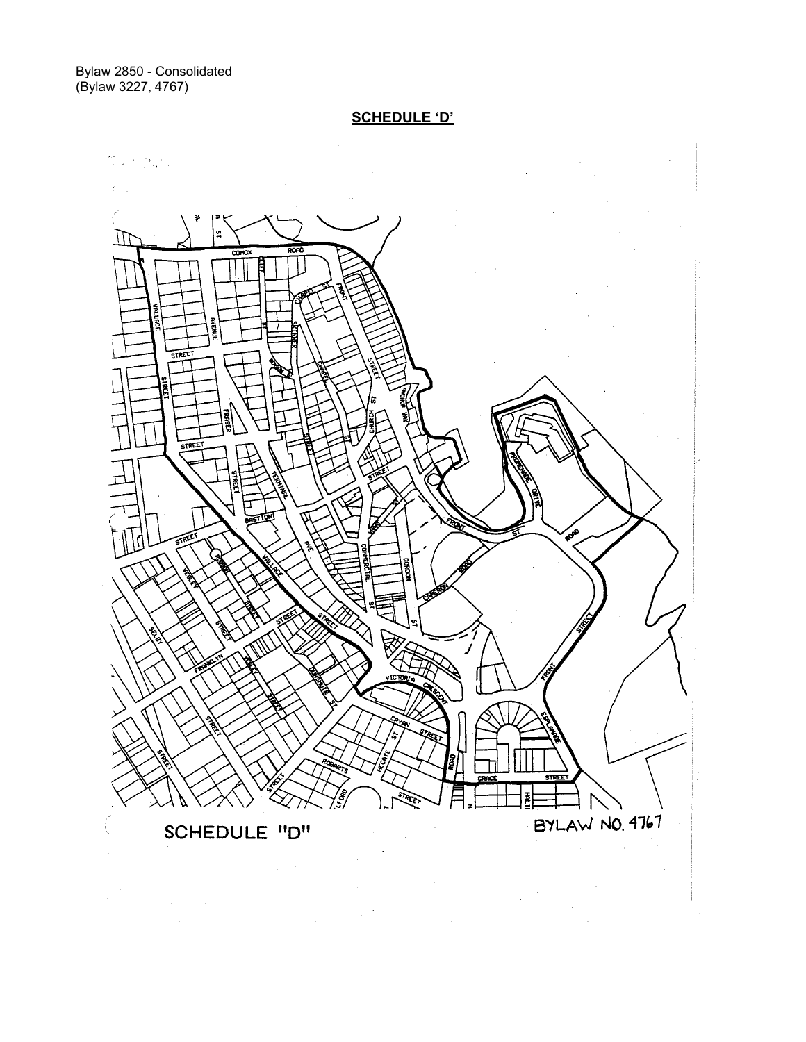Bylaw 2850 - Consolidated
(Bylaw 3227, 4767)

## SCHEDULE 'D'

SCHEDULE "D"

BYLAW NO. 4767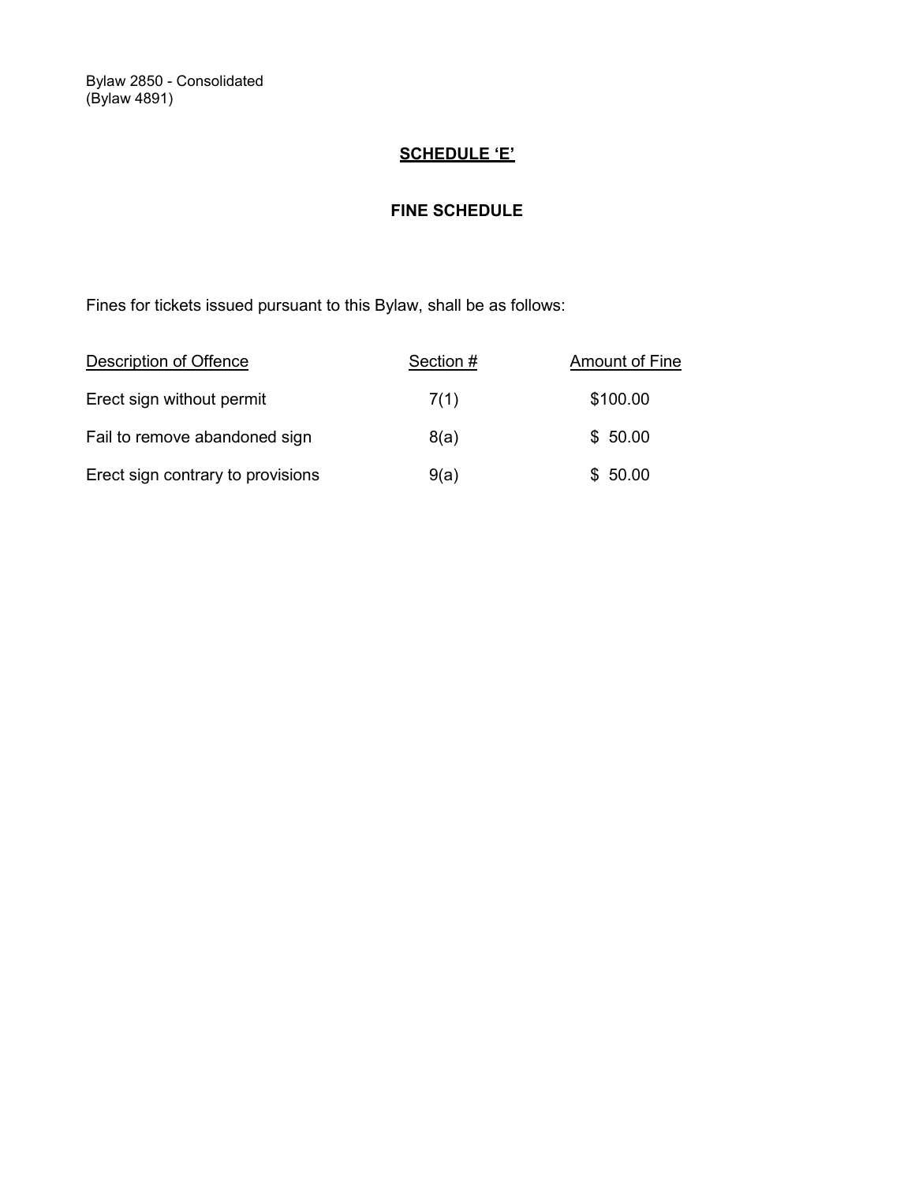Bylaw 2850 - Consolidated
(Bylaw 4891)

## SCHEDULE 'E'

### FINE SCHEDULE

Fines for tickets issued pursuant to this Bylaw, shall be as follows:

| Description of Offence | Section # | Amount of Fine |
| --- | --- | --- |
| Erect sign without permit | 7(1) | $100.00 |
| Fail to remove abandoned sign | 8(a) | $ 50.00 |
| Erect sign contrary to provisions | 9(a) | $ 50.00 |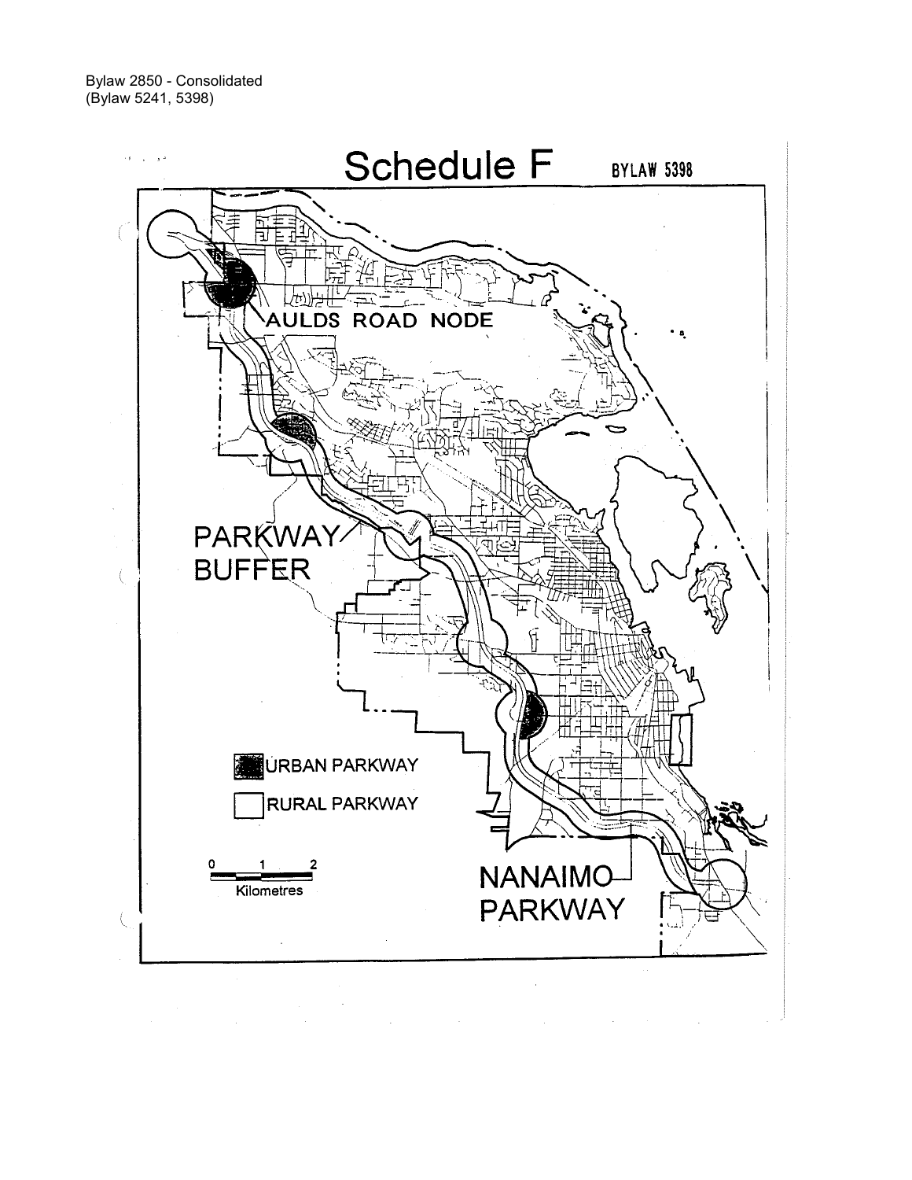Bylaw 2850 - Consolidated
(Bylaw 5241, 5398)

# Schedule F

BYLAW 5398

AULDS ROAD NODE

PARKWAY BUFFER

URBAN PARKWAY

RURAL PARKWAY

0 1 2
Kilometres

NANAIMO PARKWAY